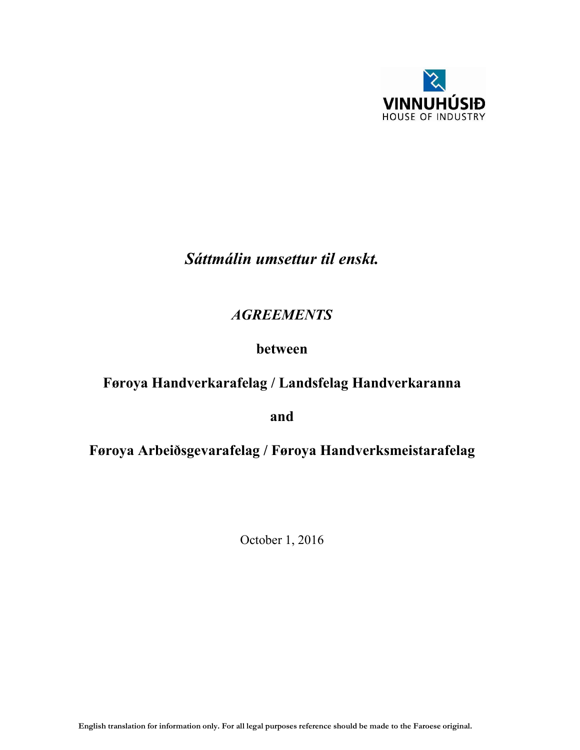VINNUHÚSIÐ
HOUSE OF INDUSTRY

*Sáttmálin umsettur til enskt.*

# *AGREEMENTS*

**between**

**Føroya Handverkarafelag / Landsfelag Handverkaranna**

**and**

**Føroya Arbeiðsgevarafelag / Føroya Handverksmeistarafelag**

October 1, 2016

**English translation for information only. For all legal purposes reference should be made to the Faroese original.**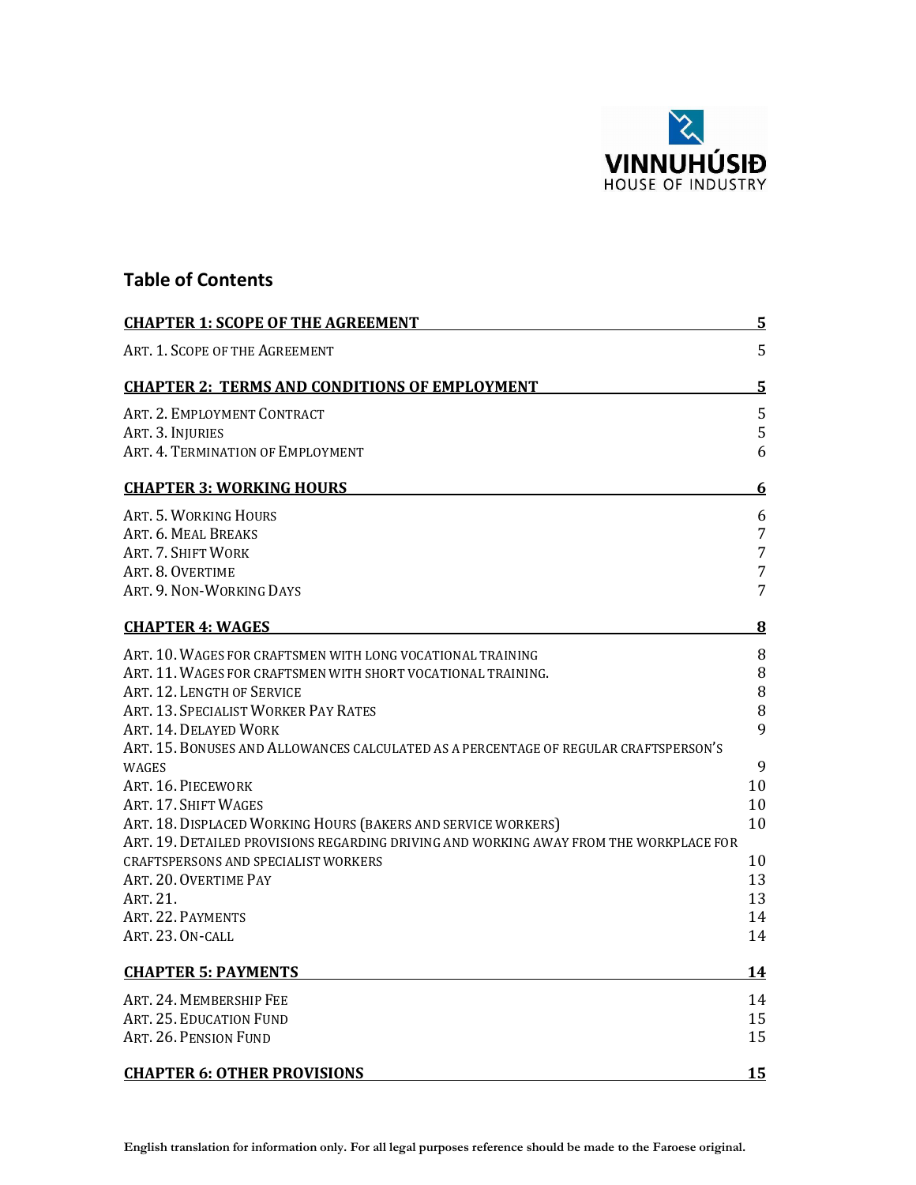VINNUHÚSIÐ
HOUSE OF INDUSTRY

## Table of Contents

**CHAPTER 1: SCOPE OF THE AGREEMENT** — 5

ART. 1. SCOPE OF THE AGREEMENT — 5

**CHAPTER 2: TERMS AND CONDITIONS OF EMPLOYMENT** — 5

ART. 2. EMPLOYMENT CONTRACT — 5
ART. 3. INJURIES — 5
ART. 4. TERMINATION OF EMPLOYMENT — 6

**CHAPTER 3: WORKING HOURS** — 6

ART. 5. WORKING HOURS — 6
ART. 6. MEAL BREAKS — 7
ART. 7. SHIFT WORK — 7
ART. 8. OVERTIME — 7
ART. 9. NON-WORKING DAYS — 7

**CHAPTER 4: WAGES** — 8

ART. 10. WAGES FOR CRAFTSMEN WITH LONG VOCATIONAL TRAINING — 8
ART. 11. WAGES FOR CRAFTSMEN WITH SHORT VOCATIONAL TRAINING. — 8
ART. 12. LENGTH OF SERVICE — 8
ART. 13. SPECIALIST WORKER PAY RATES — 8
ART. 14. DELAYED WORK — 9
ART. 15. BONUSES AND ALLOWANCES CALCULATED AS A PERCENTAGE OF REGULAR CRAFTSPERSON'S WAGES — 9
ART. 16. PIECEWORK — 10
ART. 17. SHIFT WAGES — 10
ART. 18. DISPLACED WORKING HOURS (BAKERS AND SERVICE WORKERS) — 10
ART. 19. DETAILED PROVISIONS REGARDING DRIVING AND WORKING AWAY FROM THE WORKPLACE FOR CRAFTSPERSONS AND SPECIALIST WORKERS — 10
ART. 20. OVERTIME PAY — 13
ART. 21. — 13
ART. 22. PAYMENTS — 14
ART. 23. ON-CALL — 14

**CHAPTER 5: PAYMENTS** — 14

ART. 24. MEMBERSHIP FEE — 14
ART. 25. EDUCATION FUND — 15
ART. 26. PENSION FUND — 15

**CHAPTER 6: OTHER PROVISIONS** — 15

**English translation for information only. For all legal purposes reference should be made to the Faroese original.**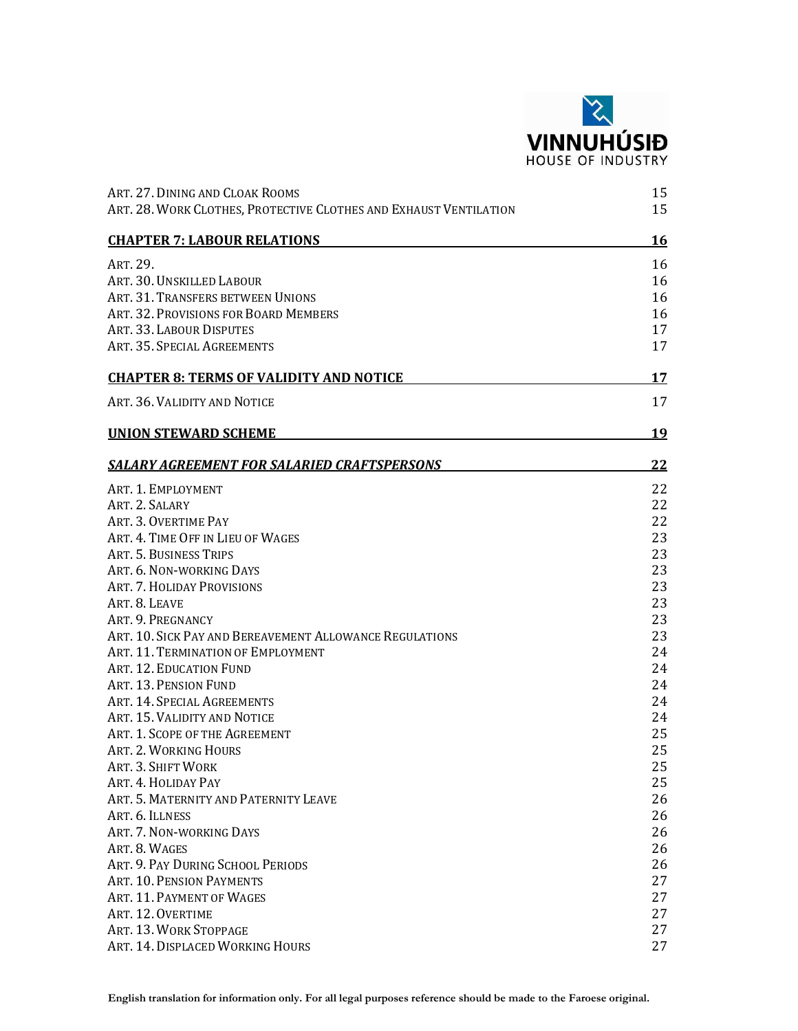| | |
|---|---|
| Art. 27. Dining and Cloak Rooms | 15 |
| Art. 28. Work Clothes, Protective Clothes and Exhaust Ventilation | 15 |
| **CHAPTER 7: LABOUR RELATIONS** | **16** |
| Art. 29. | 16 |
| Art. 30. Unskilled Labour | 16 |
| Art. 31. Transfers between Unions | 16 |
| Art. 32. Provisions for Board Members | 16 |
| Art. 33. Labour Disputes | 17 |
| Art. 35. Special Agreements | 17 |
| **CHAPTER 8: TERMS OF VALIDITY AND NOTICE** | **17** |
| Art. 36. Validity and Notice | 17 |
| **UNION STEWARD SCHEME** | **19** |
| ***SALARY AGREEMENT FOR SALARIED CRAFTSPERSONS*** | **22** |
| Art. 1. Employment | 22 |
| Art. 2. Salary | 22 |
| Art. 3. Overtime Pay | 22 |
| Art. 4. Time Off in Lieu of Wages | 23 |
| Art. 5. Business Trips | 23 |
| Art. 6. Non-working Days | 23 |
| Art. 7. Holiday Provisions | 23 |
| Art. 8. Leave | 23 |
| Art. 9. Pregnancy | 23 |
| Art. 10. Sick Pay and Bereavement Allowance Regulations | 23 |
| Art. 11. Termination of Employment | 24 |
| Art. 12. Education Fund | 24 |
| Art. 13. Pension Fund | 24 |
| Art. 14. Special Agreements | 24 |
| Art. 15. Validity and Notice | 24 |
| Art. 1. Scope of the Agreement | 25 |
| Art. 2. Working Hours | 25 |
| Art. 3. Shift Work | 25 |
| Art. 4. Holiday Pay | 25 |
| Art. 5. Maternity and Paternity Leave | 26 |
| Art. 6. Illness | 26 |
| Art. 7. Non-working Days | 26 |
| Art. 8. Wages | 26 |
| Art. 9. Pay During School Periods | 26 |
| Art. 10. Pension Payments | 27 |
| Art. 11. Payment of Wages | 27 |
| Art. 12. Overtime | 27 |
| Art. 13. Work Stoppage | 27 |
| Art. 14. Displaced Working Hours | 27 |

**English translation for information only. For all legal purposes reference should be made to the Faroese original.**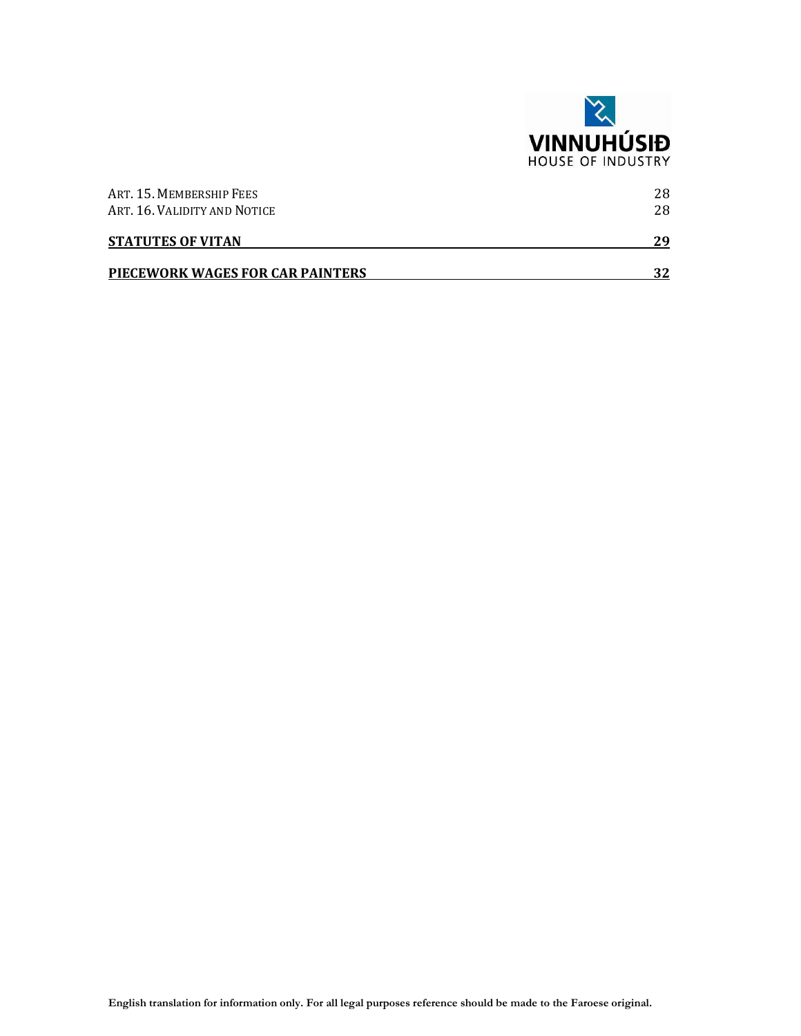Art. 15. Membership Fees 28
Art. 16. Validity and Notice 28

**STATUTES OF VITAN 29**

**PIECEWORK WAGES FOR CAR PAINTERS 32**

**English translation for information only. For all legal purposes reference should be made to the Faroese original.**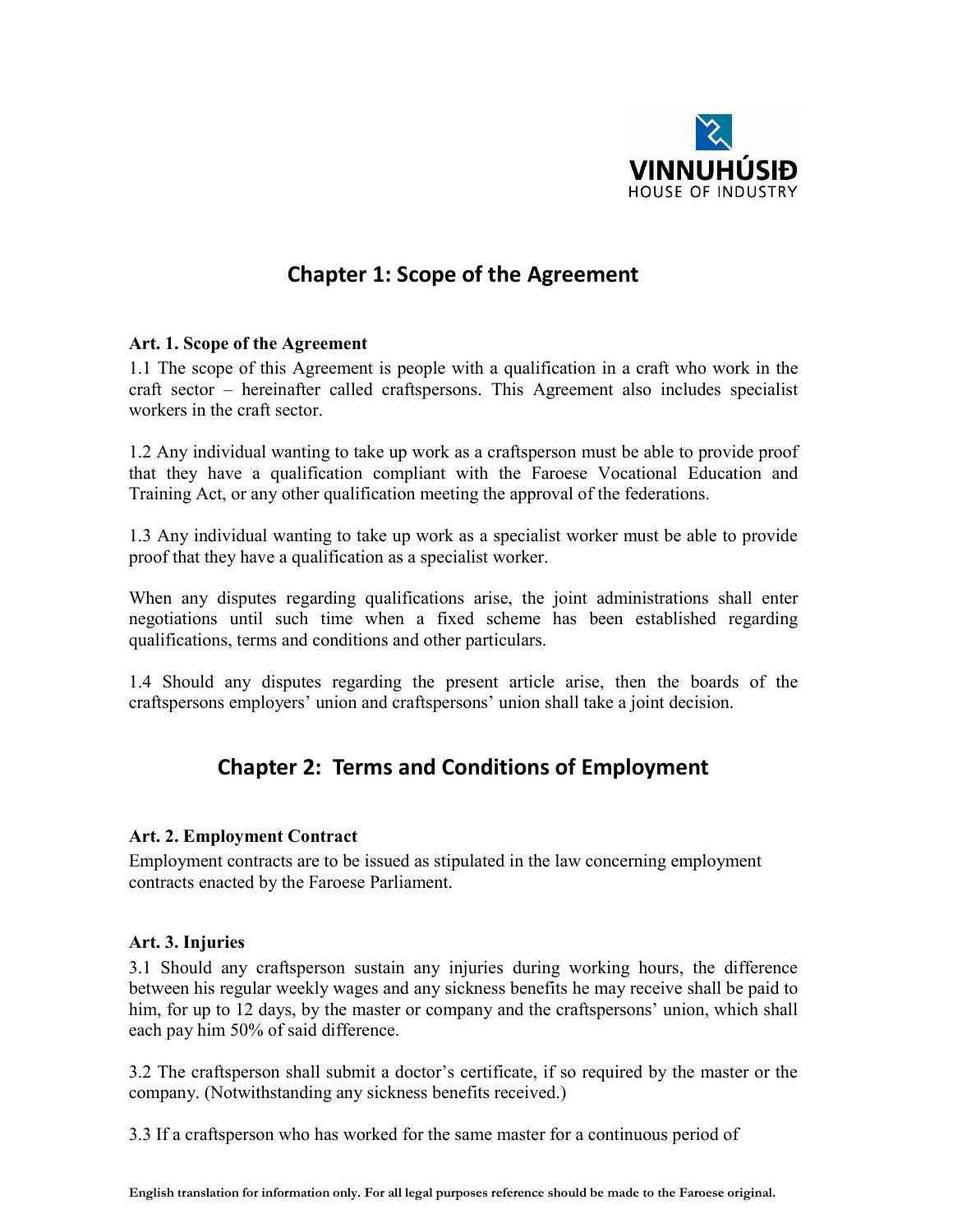## Chapter 1: Scope of the Agreement

**Art. 1. Scope of the Agreement**

1.1 The scope of this Agreement is people with a qualification in a craft who work in the craft sector – hereinafter called craftspersons. This Agreement also includes specialist workers in the craft sector.

1.2 Any individual wanting to take up work as a craftsperson must be able to provide proof that they have a qualification compliant with the Faroese Vocational Education and Training Act, or any other qualification meeting the approval of the federations.

1.3 Any individual wanting to take up work as a specialist worker must be able to provide proof that they have a qualification as a specialist worker.

When any disputes regarding qualifications arise, the joint administrations shall enter negotiations until such time when a fixed scheme has been established regarding qualifications, terms and conditions and other particulars.

1.4 Should any disputes regarding the present article arise, then the boards of the craftspersons employers' union and craftspersons' union shall take a joint decision.

## Chapter 2: Terms and Conditions of Employment

**Art. 2. Employment Contract**

Employment contracts are to be issued as stipulated in the law concerning employment contracts enacted by the Faroese Parliament.

**Art. 3. Injuries**

3.1 Should any craftsperson sustain any injuries during working hours, the difference between his regular weekly wages and any sickness benefits he may receive shall be paid to him, for up to 12 days, by the master or company and the craftspersons' union, which shall each pay him 50% of said difference.

3.2 The craftsperson shall submit a doctor's certificate, if so required by the master or the company. (Notwithstanding any sickness benefits received.)

3.3 If a craftsperson who has worked for the same master for a continuous period of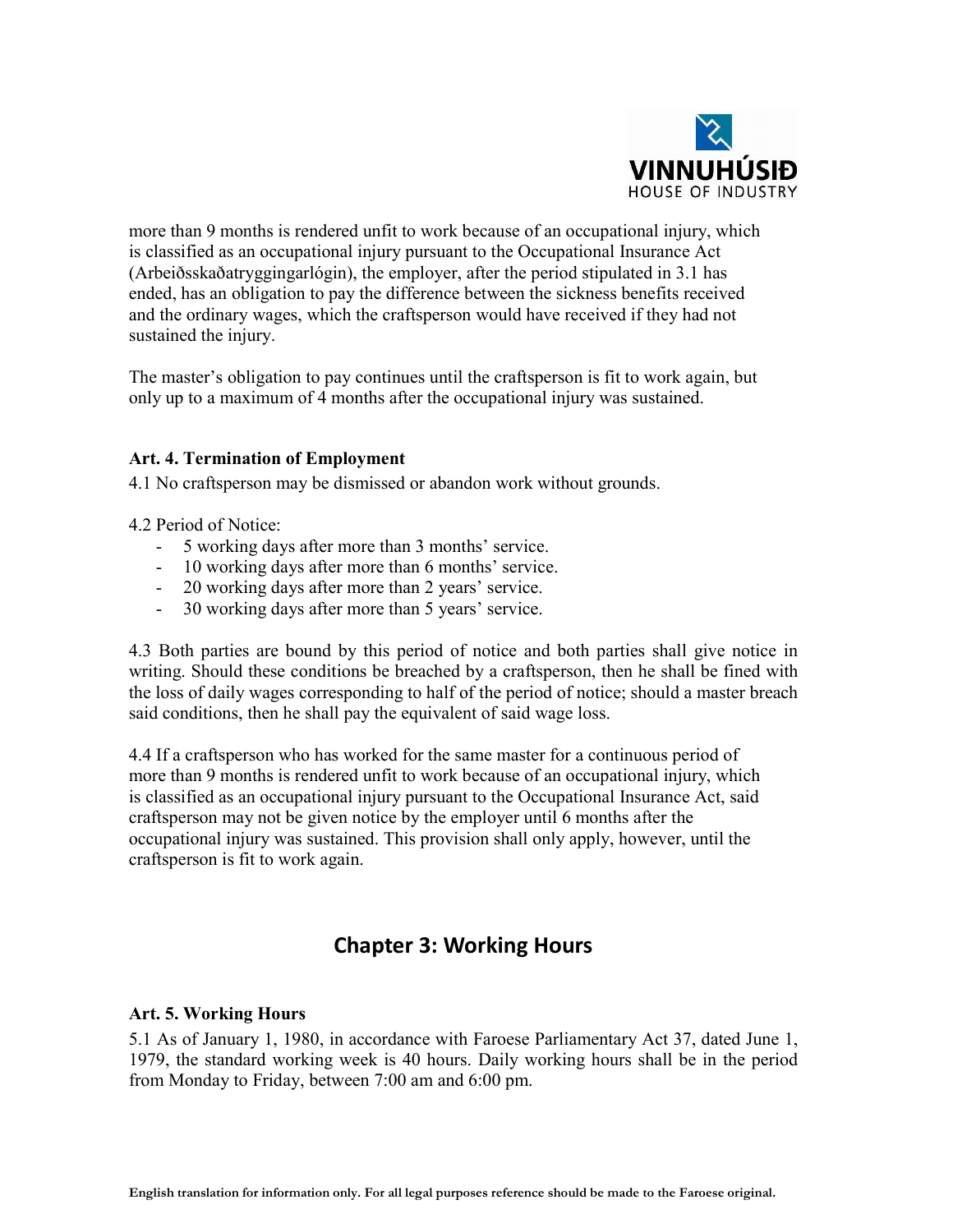more than 9 months is rendered unfit to work because of an occupational injury, which is classified as an occupational injury pursuant to the Occupational Insurance Act (Arbeiðsskaðatryggingarlógin), the employer, after the period stipulated in 3.1 has ended, has an obligation to pay the difference between the sickness benefits received and the ordinary wages, which the craftsperson would have received if they had not sustained the injury.

The master's obligation to pay continues until the craftsperson is fit to work again, but only up to a maximum of 4 months after the occupational injury was sustained.

### Art. 4. Termination of Employment

4.1 No craftsperson may be dismissed or abandon work without grounds.

4.2 Period of Notice:

- 5 working days after more than 3 months' service.
- 10 working days after more than 6 months' service.
- 20 working days after more than 2 years' service.
- 30 working days after more than 5 years' service.

4.3 Both parties are bound by this period of notice and both parties shall give notice in writing. Should these conditions be breached by a craftsperson, then he shall be fined with the loss of daily wages corresponding to half of the period of notice; should a master breach said conditions, then he shall pay the equivalent of said wage loss.

4.4 If a craftsperson who has worked for the same master for a continuous period of more than 9 months is rendered unfit to work because of an occupational injury, which is classified as an occupational injury pursuant to the Occupational Insurance Act, said craftsperson may not be given notice by the employer until 6 months after the occupational injury was sustained. This provision shall only apply, however, until the craftsperson is fit to work again.

## Chapter 3: Working Hours

### Art. 5. Working Hours

5.1 As of January 1, 1980, in accordance with Faroese Parliamentary Act 37, dated June 1, 1979, the standard working week is 40 hours. Daily working hours shall be in the period from Monday to Friday, between 7:00 am and 6:00 pm.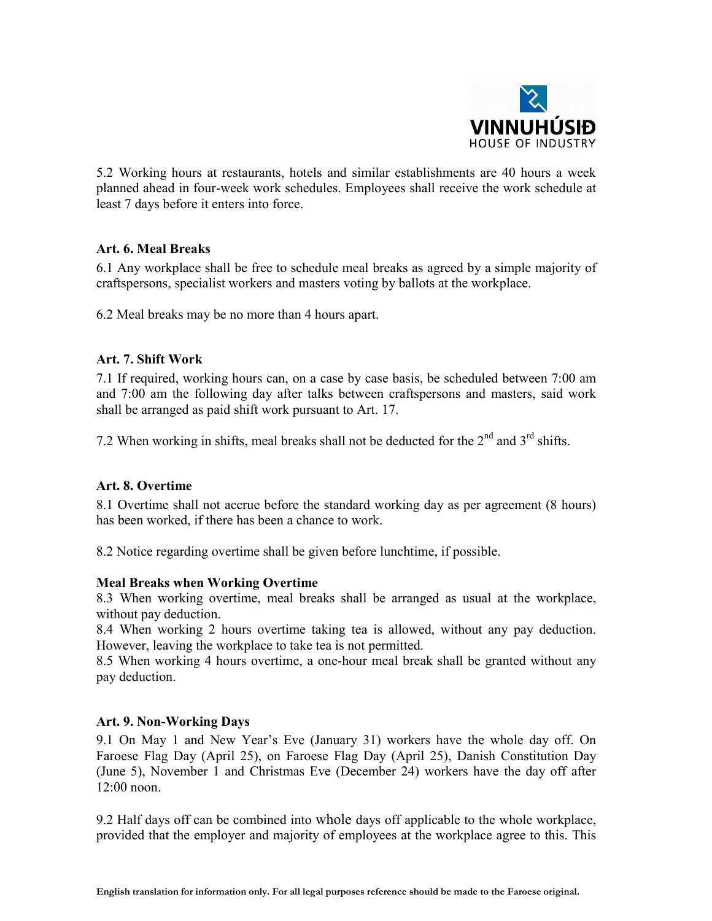5.2 Working hours at restaurants, hotels and similar establishments are 40 hours a week planned ahead in four-week work schedules. Employees shall receive the work schedule at least 7 days before it enters into force.

### Art. 6. Meal Breaks

6.1 Any workplace shall be free to schedule meal breaks as agreed by a simple majority of craftspersons, specialist workers and masters voting by ballots at the workplace.

6.2 Meal breaks may be no more than 4 hours apart.

### Art. 7. Shift Work

7.1 If required, working hours can, on a case by case basis, be scheduled between 7:00 am and 7:00 am the following day after talks between craftspersons and masters, said work shall be arranged as paid shift work pursuant to Art. 17.

7.2 When working in shifts, meal breaks shall not be deducted for the 2nd and 3rd shifts.

### Art. 8. Overtime

8.1 Overtime shall not accrue before the standard working day as per agreement (8 hours) has been worked, if there has been a chance to work.

8.2 Notice regarding overtime shall be given before lunchtime, if possible.

**Meal Breaks when Working Overtime**

8.3 When working overtime, meal breaks shall be arranged as usual at the workplace, without pay deduction.

8.4 When working 2 hours overtime taking tea is allowed, without any pay deduction. However, leaving the workplace to take tea is not permitted.

8.5 When working 4 hours overtime, a one-hour meal break shall be granted without any pay deduction.

### Art. 9. Non-Working Days

9.1 On May 1 and New Year's Eve (January 31) workers have the whole day off. On Faroese Flag Day (April 25), on Faroese Flag Day (April 25), Danish Constitution Day (June 5), November 1 and Christmas Eve (December 24) workers have the day off after 12:00 noon.

9.2 Half days off can be combined into whole days off applicable to the whole workplace, provided that the employer and majority of employees at the workplace agree to this. This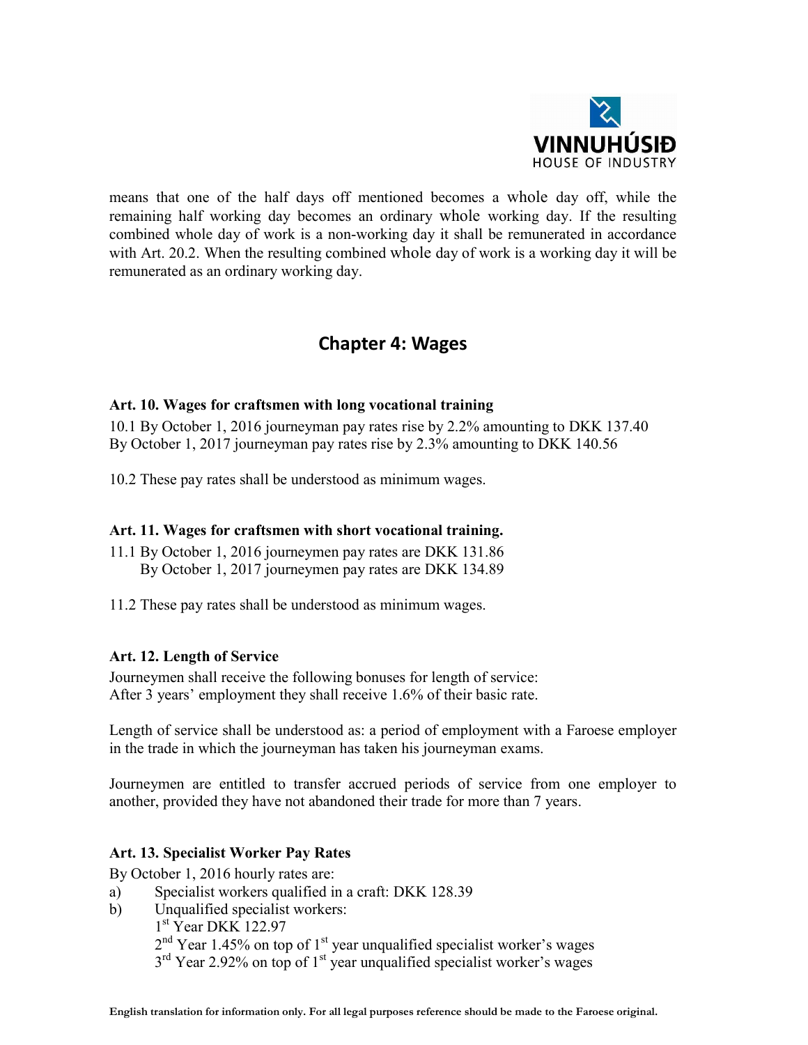means that one of the half days off mentioned becomes a whole day off, while the remaining half working day becomes an ordinary whole working day. If the resulting combined whole day of work is a non-working day it shall be remunerated in accordance with Art. 20.2. When the resulting combined whole day of work is a working day it will be remunerated as an ordinary working day.

## Chapter 4: Wages

### Art. 10. Wages for craftsmen with long vocational training

10.1 By October 1, 2016 journeyman pay rates rise by 2.2% amounting to DKK 137.40
By October 1, 2017 journeyman pay rates rise by 2.3% amounting to DKK 140.56

10.2 These pay rates shall be understood as minimum wages.

### Art. 11. Wages for craftsmen with short vocational training.

11.1 By October 1, 2016 journeymen pay rates are DKK 131.86
By October 1, 2017 journeymen pay rates are DKK 134.89

11.2 These pay rates shall be understood as minimum wages.

### Art. 12. Length of Service

Journeymen shall receive the following bonuses for length of service:
After 3 years' employment they shall receive 1.6% of their basic rate.

Length of service shall be understood as: a period of employment with a Faroese employer in the trade in which the journeyman has taken his journeyman exams.

Journeymen are entitled to transfer accrued periods of service from one employer to another, provided they have not abandoned their trade for more than 7 years.

### Art. 13. Specialist Worker Pay Rates

By October 1, 2016 hourly rates are:

a) Specialist workers qualified in a craft: DKK 128.39
b) Unqualified specialist workers:
   1st Year DKK 122.97
   2nd Year 1.45% on top of 1st year unqualified specialist worker's wages
   3rd Year 2.92% on top of 1st year unqualified specialist worker's wages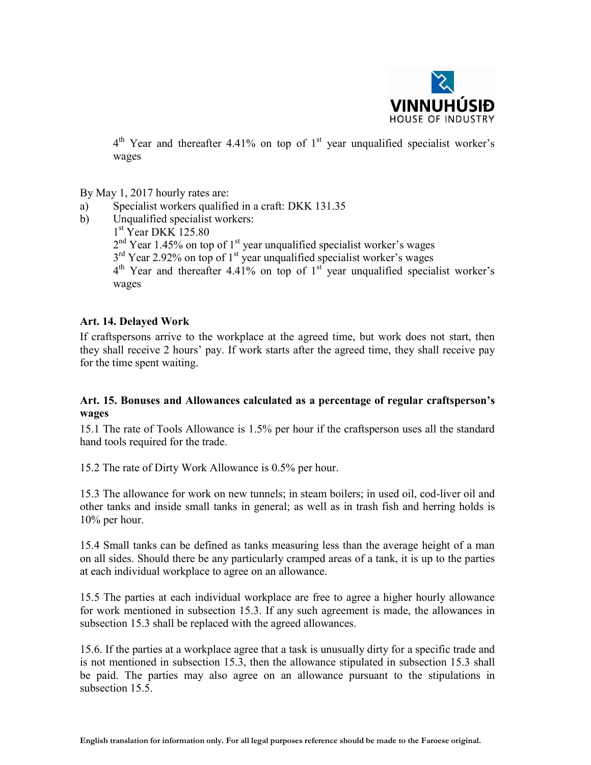4th Year and thereafter 4.41% on top of 1st year unqualified specialist worker's wages

By May 1, 2017 hourly rates are:

a) Specialist workers qualified in a craft: DKK 131.35
b) Unqualified specialist workers:
   1st Year DKK 125.80
   2nd Year 1.45% on top of 1st year unqualified specialist worker's wages
   3rd Year 2.92% on top of 1st year unqualified specialist worker's wages
   4th Year and thereafter 4.41% on top of 1st year unqualified specialist worker's wages

**Art. 14. Delayed Work**

If craftspersons arrive to the workplace at the agreed time, but work does not start, then they shall receive 2 hours' pay. If work starts after the agreed time, they shall receive pay for the time spent waiting.

**Art. 15. Bonuses and Allowances calculated as a percentage of regular craftsperson's wages**

15.1 The rate of Tools Allowance is 1.5% per hour if the craftsperson uses all the standard hand tools required for the trade.

15.2 The rate of Dirty Work Allowance is 0.5% per hour.

15.3 The allowance for work on new tunnels; in steam boilers; in used oil, cod-liver oil and other tanks and inside small tanks in general; as well as in trash fish and herring holds is 10% per hour.

15.4 Small tanks can be defined as tanks measuring less than the average height of a man on all sides. Should there be any particularly cramped areas of a tank, it is up to the parties at each individual workplace to agree on an allowance.

15.5 The parties at each individual workplace are free to agree a higher hourly allowance for work mentioned in subsection 15.3. If any such agreement is made, the allowances in subsection 15.3 shall be replaced with the agreed allowances.

15.6. If the parties at a workplace agree that a task is unusually dirty for a specific trade and is not mentioned in subsection 15.3, then the allowance stipulated in subsection 15.3 shall be paid. The parties may also agree on an allowance pursuant to the stipulations in subsection 15.5.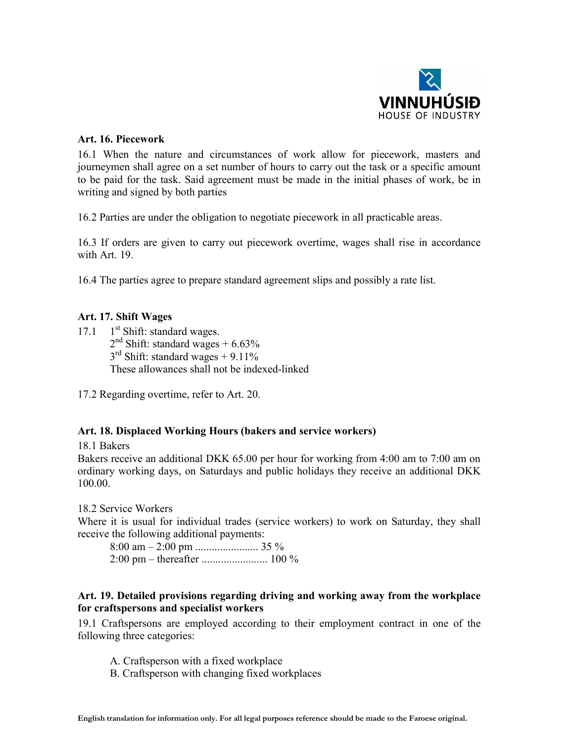### Art. 16. Piecework

16.1 When the nature and circumstances of work allow for piecework, masters and journeymen shall agree on a set number of hours to carry out the task or a specific amount to be paid for the task. Said agreement must be made in the initial phases of work, be in writing and signed by both parties

16.2 Parties are under the obligation to negotiate piecework in all practicable areas.

16.3 If orders are given to carry out piecework overtime, wages shall rise in accordance with Art. 19.

16.4 The parties agree to prepare standard agreement slips and possibly a rate list.

### Art. 17. Shift Wages

17.1 1st Shift: standard wages.
2nd Shift: standard wages + 6.63%
3rd Shift: standard wages + 9.11%
These allowances shall not be indexed-linked

17.2 Regarding overtime, refer to Art. 20.

### Art. 18. Displaced Working Hours (bakers and service workers)

18.1 Bakers
Bakers receive an additional DKK 65.00 per hour for working from 4:00 am to 7:00 am on ordinary working days, on Saturdays and public holidays they receive an additional DKK 100.00.

18.2 Service Workers
Where it is usual for individual trades (service workers) to work on Saturday, they shall receive the following additional payments:

8:00 am – 2:00 pm ....................... 35 %
2:00 pm – thereafter ........................ 100 %

### Art. 19. Detailed provisions regarding driving and working away from the workplace for craftspersons and specialist workers

19.1 Craftspersons are employed according to their employment contract in one of the following three categories:

A. Craftsperson with a fixed workplace
B. Craftsperson with changing fixed workplaces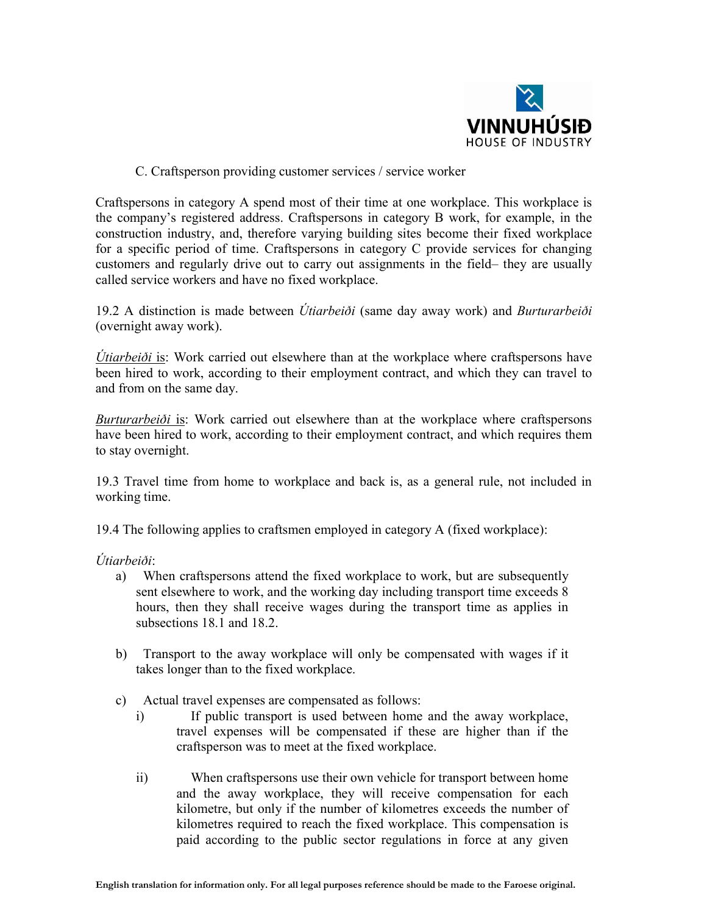C. Craftsperson providing customer services / service worker

Craftspersons in category A spend most of their time at one workplace. This workplace is the company's registered address. Craftspersons in category B work, for example, in the construction industry, and, therefore varying building sites become their fixed workplace for a specific period of time. Craftspersons in category C provide services for changing customers and regularly drive out to carry out assignments in the field– they are usually called service workers and have no fixed workplace.

19.2 A distinction is made between *Útiarbeiði* (same day away work) and *Burturarbeiði* (overnight away work).

<u>*Útiarbeiði* is</u>: Work carried out elsewhere than at the workplace where craftspersons have been hired to work, according to their employment contract, and which they can travel to and from on the same day.

<u>*Burturarbeiði* is</u>: Work carried out elsewhere than at the workplace where craftspersons have been hired to work, according to their employment contract, and which requires them to stay overnight.

19.3 Travel time from home to workplace and back is, as a general rule, not included in working time.

19.4 The following applies to craftsmen employed in category A (fixed workplace):

*Útiarbeiði*:

a) When craftspersons attend the fixed workplace to work, but are subsequently sent elsewhere to work, and the working day including transport time exceeds 8 hours, then they shall receive wages during the transport time as applies in subsections 18.1 and 18.2.

b) Transport to the away workplace will only be compensated with wages if it takes longer than to the fixed workplace.

c) Actual travel expenses are compensated as follows:

   i) If public transport is used between home and the away workplace, travel expenses will be compensated if these are higher than if the craftsperson was to meet at the fixed workplace.

   ii) When craftspersons use their own vehicle for transport between home and the away workplace, they will receive compensation for each kilometre, but only if the number of kilometres exceeds the number of kilometres required to reach the fixed workplace. This compensation is paid according to the public sector regulations in force at any given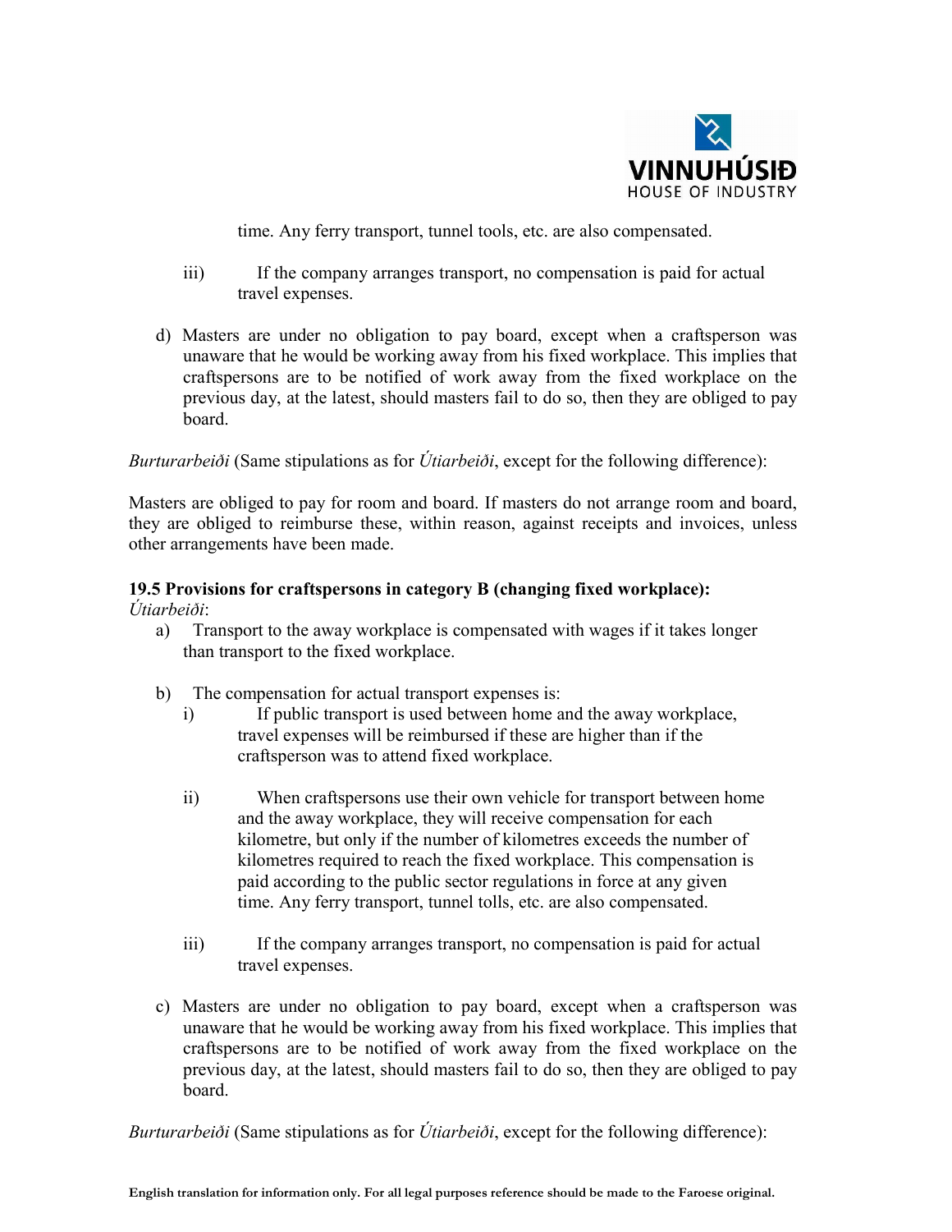time. Any ferry transport, tunnel tools, etc. are also compensated.

iii) If the company arranges transport, no compensation is paid for actual travel expenses.

d) Masters are under no obligation to pay board, except when a craftsperson was unaware that he would be working away from his fixed workplace. This implies that craftspersons are to be notified of work away from the fixed workplace on the previous day, at the latest, should masters fail to do so, then they are obliged to pay board.

*Burturarbeiði* (Same stipulations as for *Útiarbeiði*, except for the following difference):

Masters are obliged to pay for room and board. If masters do not arrange room and board, they are obliged to reimburse these, within reason, against receipts and invoices, unless other arrangements have been made.

**19.5 Provisions for craftspersons in category B (changing fixed workplace):**
*Útiarbeiði*:

a) Transport to the away workplace is compensated with wages if it takes longer than transport to the fixed workplace.

b) The compensation for actual transport expenses is:
   i) If public transport is used between home and the away workplace, travel expenses will be reimbursed if these are higher than if the craftsperson was to attend fixed workplace.

   ii) When craftspersons use their own vehicle for transport between home and the away workplace, they will receive compensation for each kilometre, but only if the number of kilometres exceeds the number of kilometres required to reach the fixed workplace. This compensation is paid according to the public sector regulations in force at any given time. Any ferry transport, tunnel tolls, etc. are also compensated.

   iii) If the company arranges transport, no compensation is paid for actual travel expenses.

c) Masters are under no obligation to pay board, except when a craftsperson was unaware that he would be working away from his fixed workplace. This implies that craftspersons are to be notified of work away from the fixed workplace on the previous day, at the latest, should masters fail to do so, then they are obliged to pay board.

*Burturarbeiði* (Same stipulations as for *Útiarbeiði*, except for the following difference):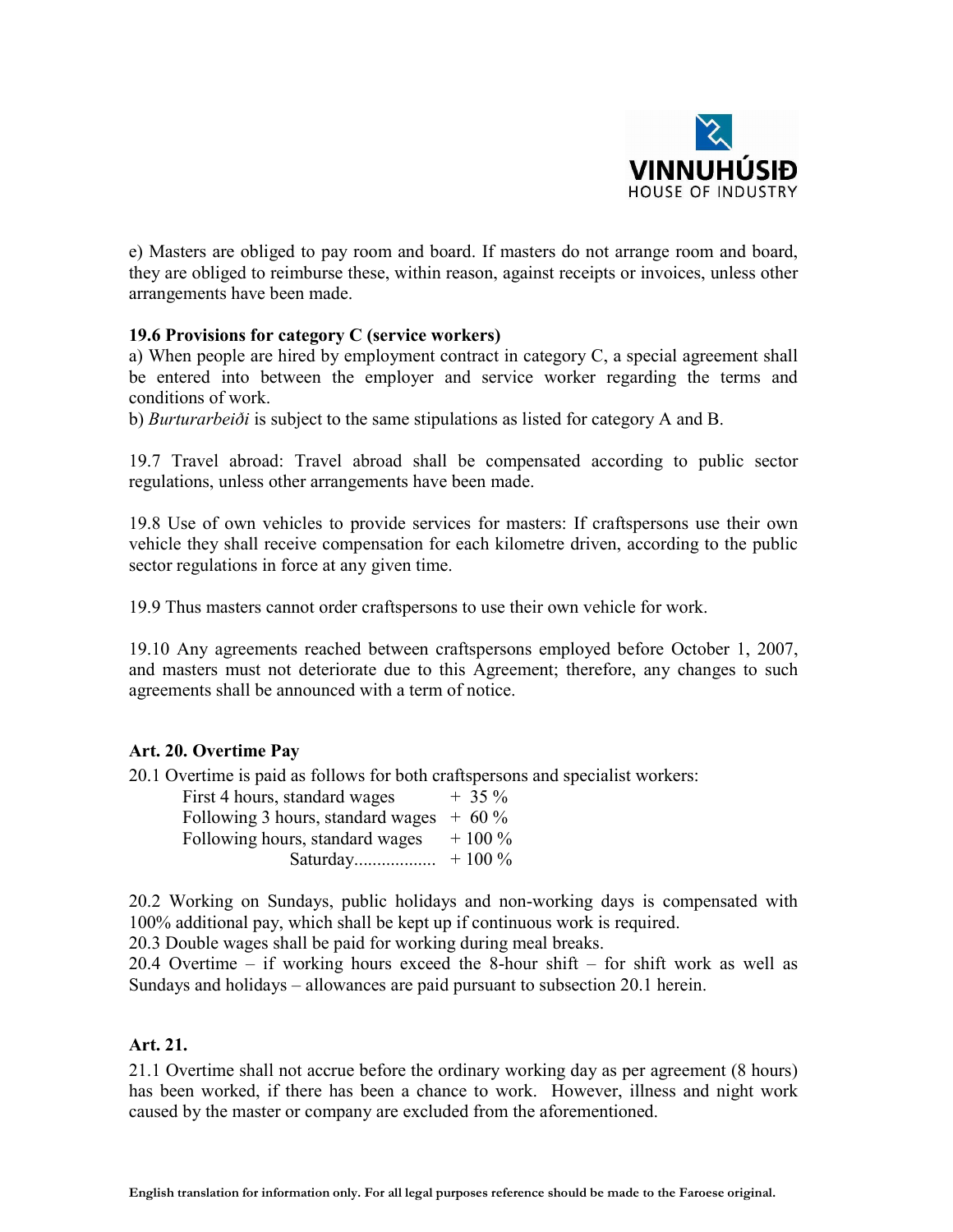e) Masters are obliged to pay room and board. If masters do not arrange room and board, they are obliged to reimburse these, within reason, against receipts or invoices, unless other arrangements have been made.

**19.6 Provisions for category C (service workers)**

a) When people are hired by employment contract in category C, a special agreement shall be entered into between the employer and service worker regarding the terms and conditions of work.

b) *Burturarbeiði* is subject to the same stipulations as listed for category A and B.

19.7 Travel abroad: Travel abroad shall be compensated according to public sector regulations, unless other arrangements have been made.

19.8 Use of own vehicles to provide services for masters: If craftspersons use their own vehicle they shall receive compensation for each kilometre driven, according to the public sector regulations in force at any given time.

19.9 Thus masters cannot order craftspersons to use their own vehicle for work.

19.10 Any agreements reached between craftspersons employed before October 1, 2007, and masters must not deteriorate due to this Agreement; therefore, any changes to such agreements shall be announced with a term of notice.

## Art. 20. Overtime Pay

20.1 Overtime is paid as follows for both craftspersons and specialist workers:

| | |
|---|---|
| First 4 hours, standard wages | + 35 % |
| Following 3 hours, standard wages | + 60 % |
| Following hours, standard wages | + 100 % |
| Saturday.................. | + 100 % |

20.2 Working on Sundays, public holidays and non-working days is compensated with 100% additional pay, which shall be kept up if continuous work is required.

20.3 Double wages shall be paid for working during meal breaks.

20.4 Overtime – if working hours exceed the 8-hour shift – for shift work as well as Sundays and holidays – allowances are paid pursuant to subsection 20.1 herein.

## Art. 21.

21.1 Overtime shall not accrue before the ordinary working day as per agreement (8 hours) has been worked, if there has been a chance to work. However, illness and night work caused by the master or company are excluded from the aforementioned.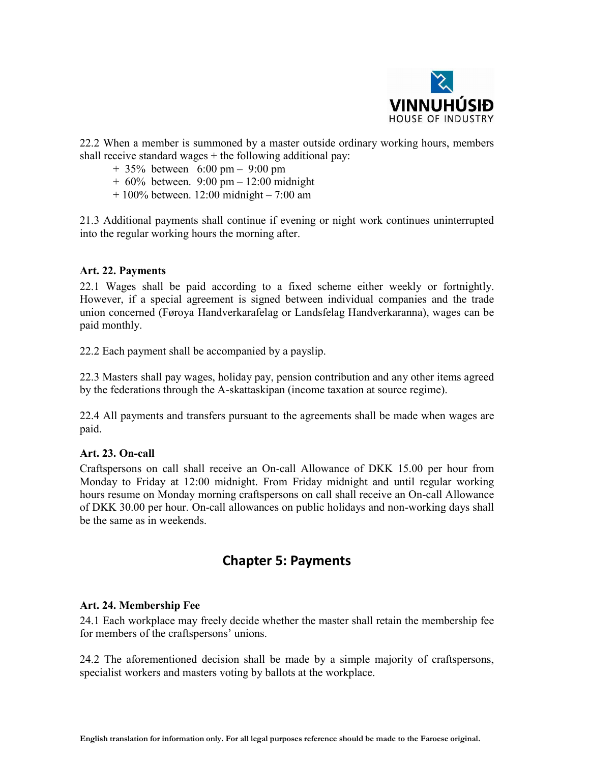22.2 When a member is summoned by a master outside ordinary working hours, members shall receive standard wages + the following additional pay:

- + 35% between 6:00 pm – 9:00 pm
- + 60% between. 9:00 pm – 12:00 midnight
- + 100% between. 12:00 midnight – 7:00 am

21.3 Additional payments shall continue if evening or night work continues uninterrupted into the regular working hours the morning after.

### Art. 22. Payments

22.1 Wages shall be paid according to a fixed scheme either weekly or fortnightly. However, if a special agreement is signed between individual companies and the trade union concerned (Føroya Handverkarafelag or Landsfelag Handverkaranna), wages can be paid monthly.

22.2 Each payment shall be accompanied by a payslip.

22.3 Masters shall pay wages, holiday pay, pension contribution and any other items agreed by the federations through the A-skattaskipan (income taxation at source regime).

22.4 All payments and transfers pursuant to the agreements shall be made when wages are paid.

### Art. 23. On-call

Craftspersons on call shall receive an On-call Allowance of DKK 15.00 per hour from Monday to Friday at 12:00 midnight. From Friday midnight and until regular working hours resume on Monday morning craftspersons on call shall receive an On-call Allowance of DKK 30.00 per hour. On-call allowances on public holidays and non-working days shall be the same as in weekends.

## Chapter 5: Payments

### Art. 24. Membership Fee

24.1 Each workplace may freely decide whether the master shall retain the membership fee for members of the craftspersons' unions.

24.2 The aforementioned decision shall be made by a simple majority of craftspersons, specialist workers and masters voting by ballots at the workplace.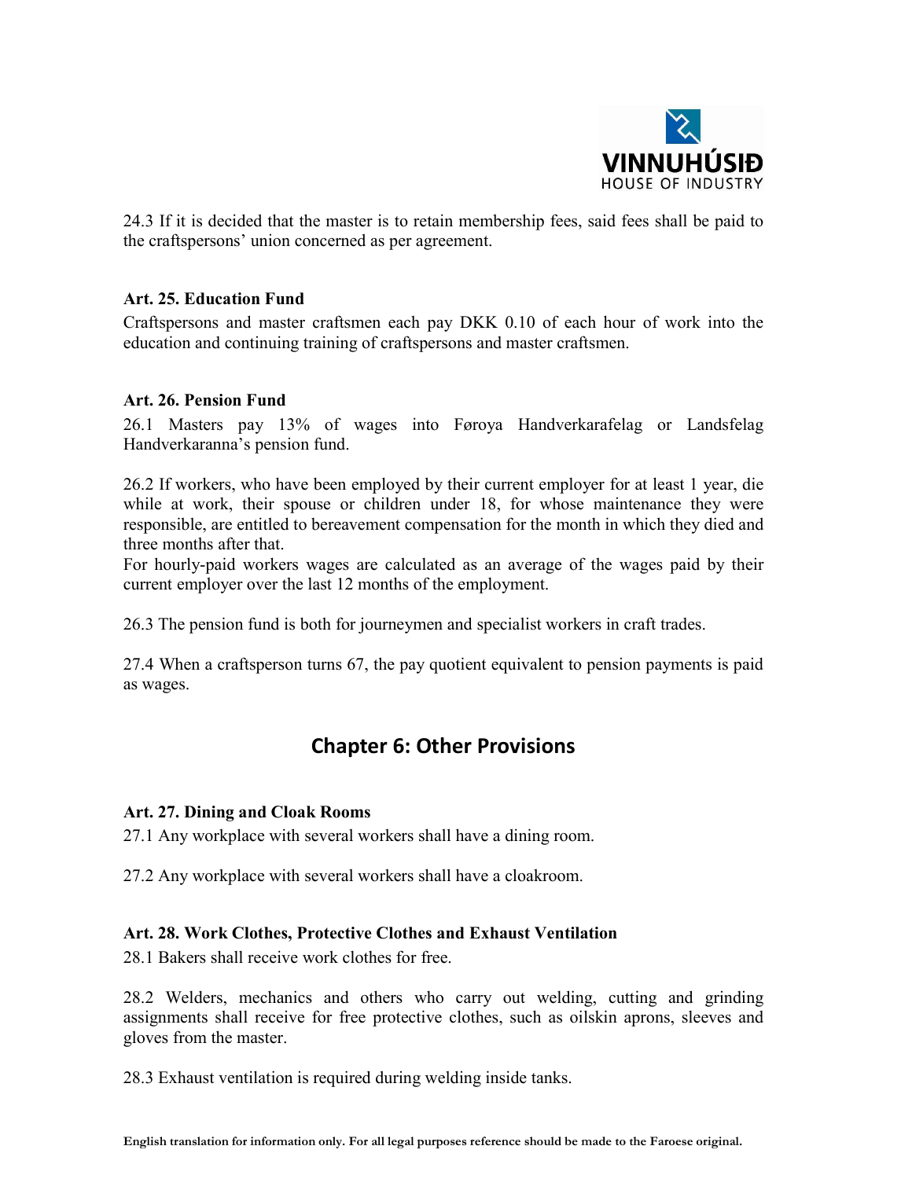24.3 If it is decided that the master is to retain membership fees, said fees shall be paid to the craftspersons' union concerned as per agreement.

**Art. 25. Education Fund**

Craftspersons and master craftsmen each pay DKK 0.10 of each hour of work into the education and continuing training of craftspersons and master craftsmen.

**Art. 26. Pension Fund**

26.1 Masters pay 13% of wages into Føroya Handverkarafelag or Landsfelag Handverkaranna's pension fund.

26.2 If workers, who have been employed by their current employer for at least 1 year, die while at work, their spouse or children under 18, for whose maintenance they were responsible, are entitled to bereavement compensation for the month in which they died and three months after that.

For hourly-paid workers wages are calculated as an average of the wages paid by their current employer over the last 12 months of the employment.

26.3 The pension fund is both for journeymen and specialist workers in craft trades.

27.4 When a craftsperson turns 67, the pay quotient equivalent to pension payments is paid as wages.

## Chapter 6: Other Provisions

**Art. 27. Dining and Cloak Rooms**

27.1 Any workplace with several workers shall have a dining room.

27.2 Any workplace with several workers shall have a cloakroom.

**Art. 28. Work Clothes, Protective Clothes and Exhaust Ventilation**

28.1 Bakers shall receive work clothes for free.

28.2 Welders, mechanics and others who carry out welding, cutting and grinding assignments shall receive for free protective clothes, such as oilskin aprons, sleeves and gloves from the master.

28.3 Exhaust ventilation is required during welding inside tanks.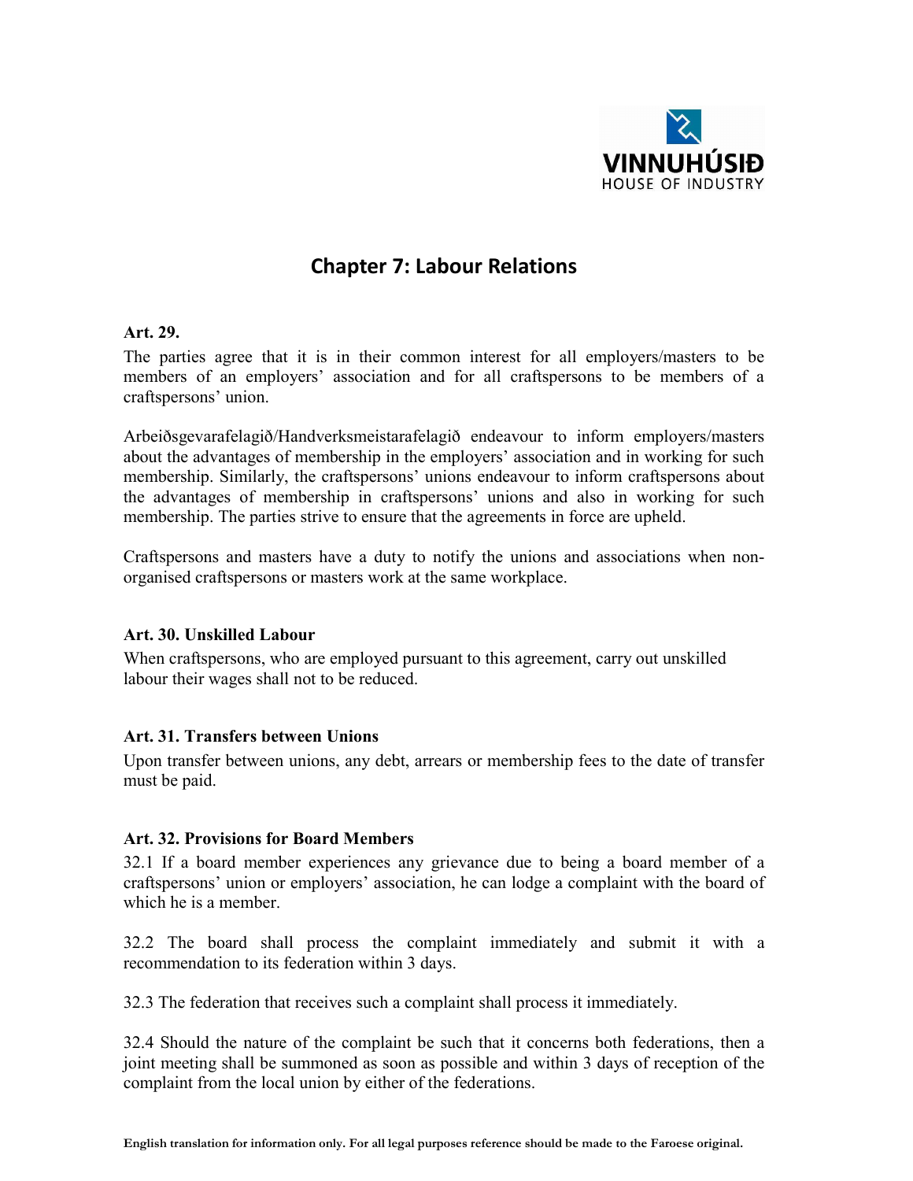# Chapter 7: Labour Relations

**Art. 29.**

The parties agree that it is in their common interest for all employers/masters to be members of an employers' association and for all craftspersons to be members of a craftspersons' union.

Arbeiðsgevarafelagið/Handverksmeistarafelagið endeavour to inform employers/masters about the advantages of membership in the employers' association and in working for such membership. Similarly, the craftspersons' unions endeavour to inform craftspersons about the advantages of membership in craftspersons' unions and also in working for such membership. The parties strive to ensure that the agreements in force are upheld.

Craftspersons and masters have a duty to notify the unions and associations when non-organised craftspersons or masters work at the same workplace.

**Art. 30. Unskilled Labour**

When craftspersons, who are employed pursuant to this agreement, carry out unskilled labour their wages shall not to be reduced.

**Art. 31. Transfers between Unions**

Upon transfer between unions, any debt, arrears or membership fees to the date of transfer must be paid.

**Art. 32. Provisions for Board Members**

32.1 If a board member experiences any grievance due to being a board member of a craftspersons' union or employers' association, he can lodge a complaint with the board of which he is a member.

32.2 The board shall process the complaint immediately and submit it with a recommendation to its federation within 3 days.

32.3 The federation that receives such a complaint shall process it immediately.

32.4 Should the nature of the complaint be such that it concerns both federations, then a joint meeting shall be summoned as soon as possible and within 3 days of reception of the complaint from the local union by either of the federations.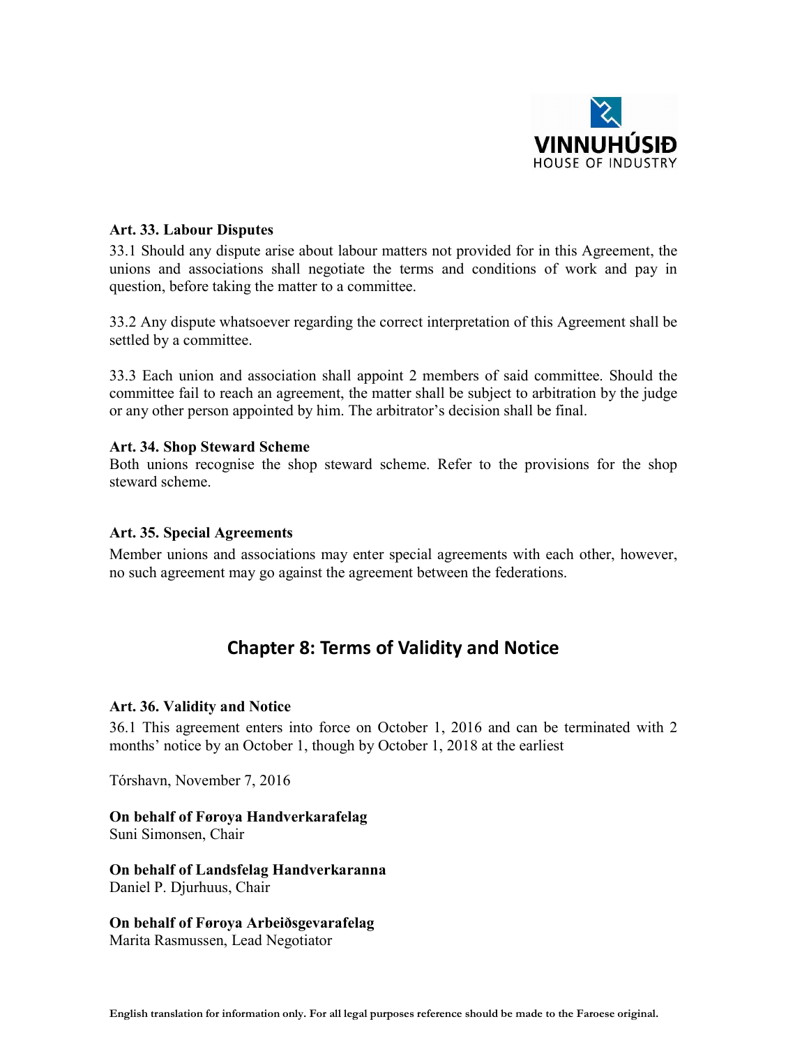**Art. 33. Labour Disputes**

33.1 Should any dispute arise about labour matters not provided for in this Agreement, the unions and associations shall negotiate the terms and conditions of work and pay in question, before taking the matter to a committee.

33.2 Any dispute whatsoever regarding the correct interpretation of this Agreement shall be settled by a committee.

33.3 Each union and association shall appoint 2 members of said committee. Should the committee fail to reach an agreement, the matter shall be subject to arbitration by the judge or any other person appointed by him. The arbitrator's decision shall be final.

**Art. 34. Shop Steward Scheme**

Both unions recognise the shop steward scheme. Refer to the provisions for the shop steward scheme.

**Art. 35. Special Agreements**

Member unions and associations may enter special agreements with each other, however, no such agreement may go against the agreement between the federations.

## Chapter 8: Terms of Validity and Notice

**Art. 36. Validity and Notice**

36.1 This agreement enters into force on October 1, 2016 and can be terminated with 2 months' notice by an October 1, though by October 1, 2018 at the earliest

Tórshavn, November 7, 2016

**On behalf of Føroya Handverkarafelag**
Suni Simonsen, Chair

**On behalf of Landsfelag Handverkaranna**
Daniel P. Djurhuus, Chair

**On behalf of Føroya Arbeiðsgevarafelag**
Marita Rasmussen, Lead Negotiator

**English translation for information only. For all legal purposes reference should be made to the Faroese original.**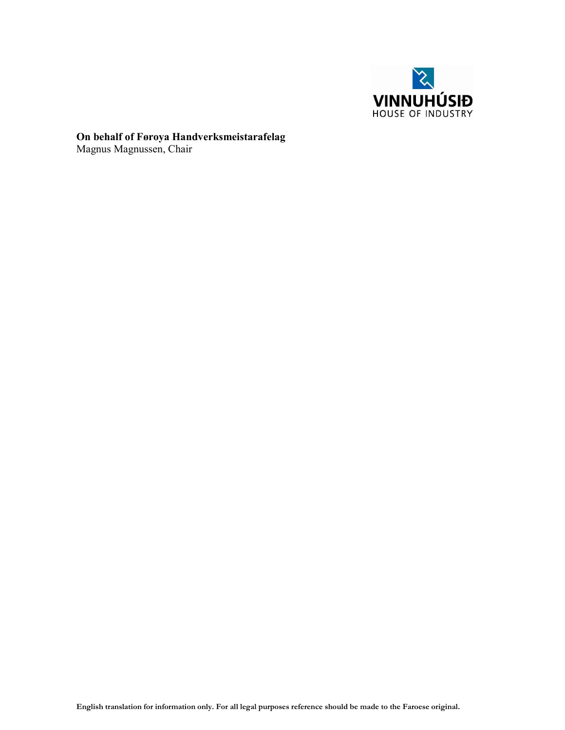**On behalf of Føroya Handverksmeistarafelag**
Magnus Magnussen, Chair

**English translation for information only. For all legal purposes reference should be made to the Faroese original.**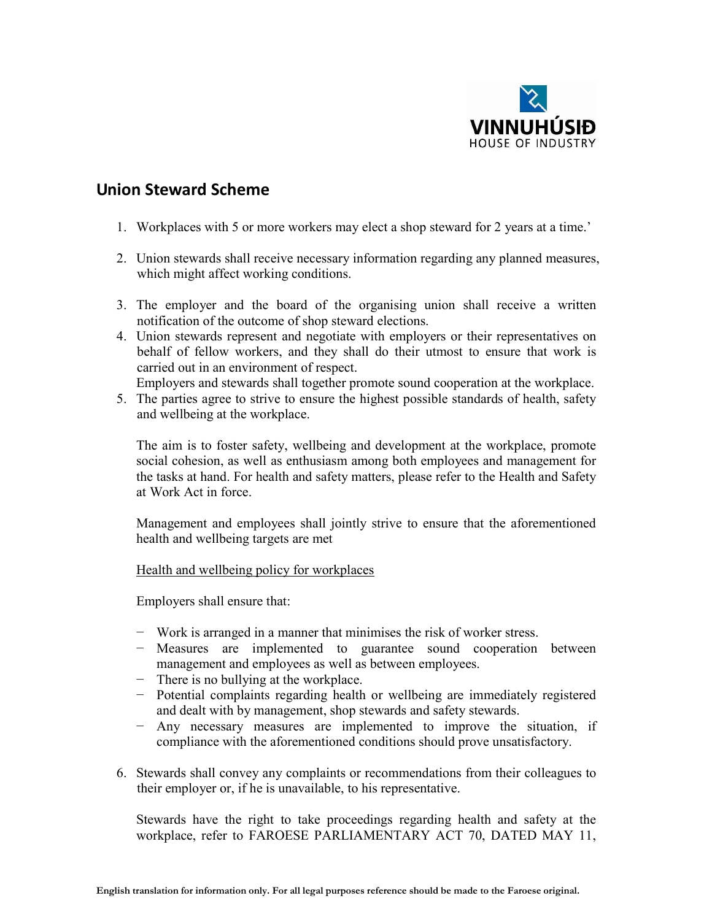## Union Steward Scheme

1. Workplaces with 5 or more workers may elect a shop steward for 2 years at a time.'

2. Union stewards shall receive necessary information regarding any planned measures, which might affect working conditions.

3. The employer and the board of the organising union shall receive a written notification of the outcome of shop steward elections.

4. Union stewards represent and negotiate with employers or their representatives on behalf of fellow workers, and they shall do their utmost to ensure that work is carried out in an environment of respect.
   Employers and stewards shall together promote sound cooperation at the workplace.

5. The parties agree to strive to ensure the highest possible standards of health, safety and wellbeing at the workplace.

   The aim is to foster safety, wellbeing and development at the workplace, promote social cohesion, as well as enthusiasm among both employees and management for the tasks at hand. For health and safety matters, please refer to the Health and Safety at Work Act in force.

   Management and employees shall jointly strive to ensure that the aforementioned health and wellbeing targets are met

   <u>Health and wellbeing policy for workplaces</u>

   Employers shall ensure that:

   − Work is arranged in a manner that minimises the risk of worker stress.
   − Measures are implemented to guarantee sound cooperation between management and employees as well as between employees.
   − There is no bullying at the workplace.
   − Potential complaints regarding health or wellbeing are immediately registered and dealt with by management, shop stewards and safety stewards.
   − Any necessary measures are implemented to improve the situation, if compliance with the aforementioned conditions should prove unsatisfactory.

6. Stewards shall convey any complaints or recommendations from their colleagues to their employer or, if he is unavailable, to his representative.

   Stewards have the right to take proceedings regarding health and safety at the workplace, refer to FAROESE PARLIAMENTARY ACT 70, DATED MAY 11,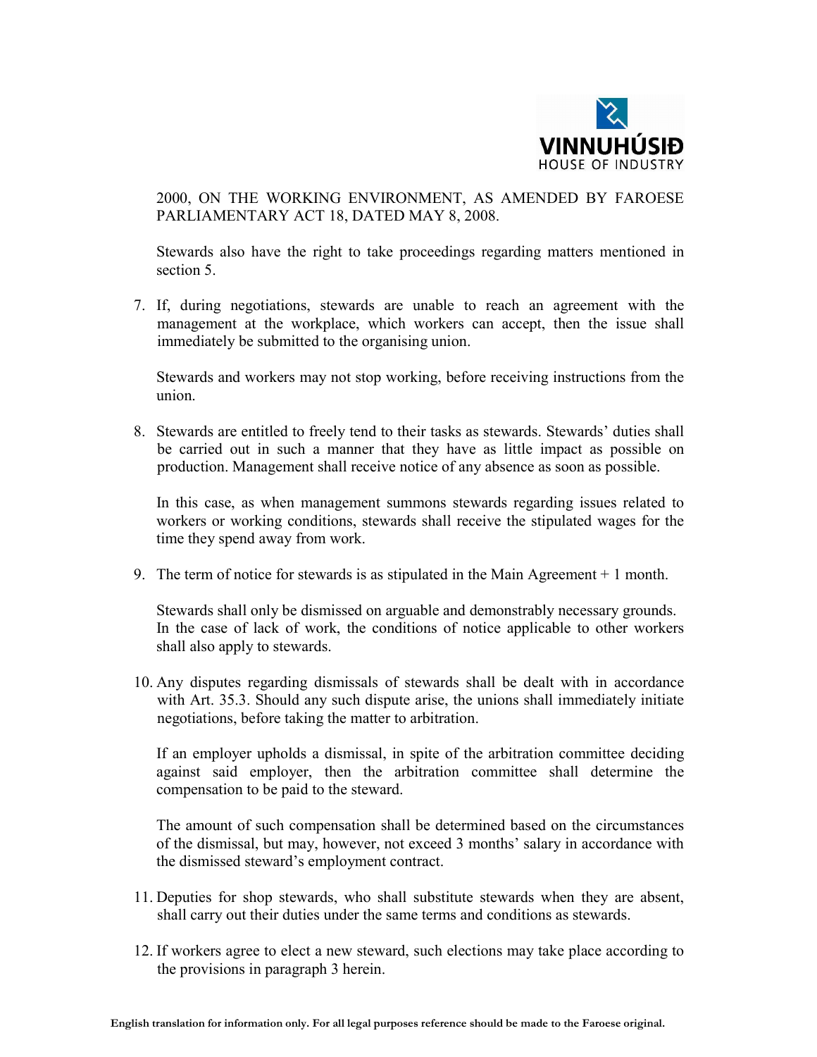2000, ON THE WORKING ENVIRONMENT, AS AMENDED BY FAROESE PARLIAMENTARY ACT 18, DATED MAY 8, 2008.

Stewards also have the right to take proceedings regarding matters mentioned in section 5.

7. If, during negotiations, stewards are unable to reach an agreement with the management at the workplace, which workers can accept, then the issue shall immediately be submitted to the organising union.

   Stewards and workers may not stop working, before receiving instructions from the union.

8. Stewards are entitled to freely tend to their tasks as stewards. Stewards' duties shall be carried out in such a manner that they have as little impact as possible on production. Management shall receive notice of any absence as soon as possible.

   In this case, as when management summons stewards regarding issues related to workers or working conditions, stewards shall receive the stipulated wages for the time they spend away from work.

9. The term of notice for stewards is as stipulated in the Main Agreement + 1 month.

   Stewards shall only be dismissed on arguable and demonstrably necessary grounds. In the case of lack of work, the conditions of notice applicable to other workers shall also apply to stewards.

10. Any disputes regarding dismissals of stewards shall be dealt with in accordance with Art. 35.3. Should any such dispute arise, the unions shall immediately initiate negotiations, before taking the matter to arbitration.

    If an employer upholds a dismissal, in spite of the arbitration committee deciding against said employer, then the arbitration committee shall determine the compensation to be paid to the steward.

    The amount of such compensation shall be determined based on the circumstances of the dismissal, but may, however, not exceed 3 months' salary in accordance with the dismissed steward's employment contract.

11. Deputies for shop stewards, who shall substitute stewards when they are absent, shall carry out their duties under the same terms and conditions as stewards.

12. If workers agree to elect a new steward, such elections may take place according to the provisions in paragraph 3 herein.

**English translation for information only. For all legal purposes reference should be made to the Faroese original.**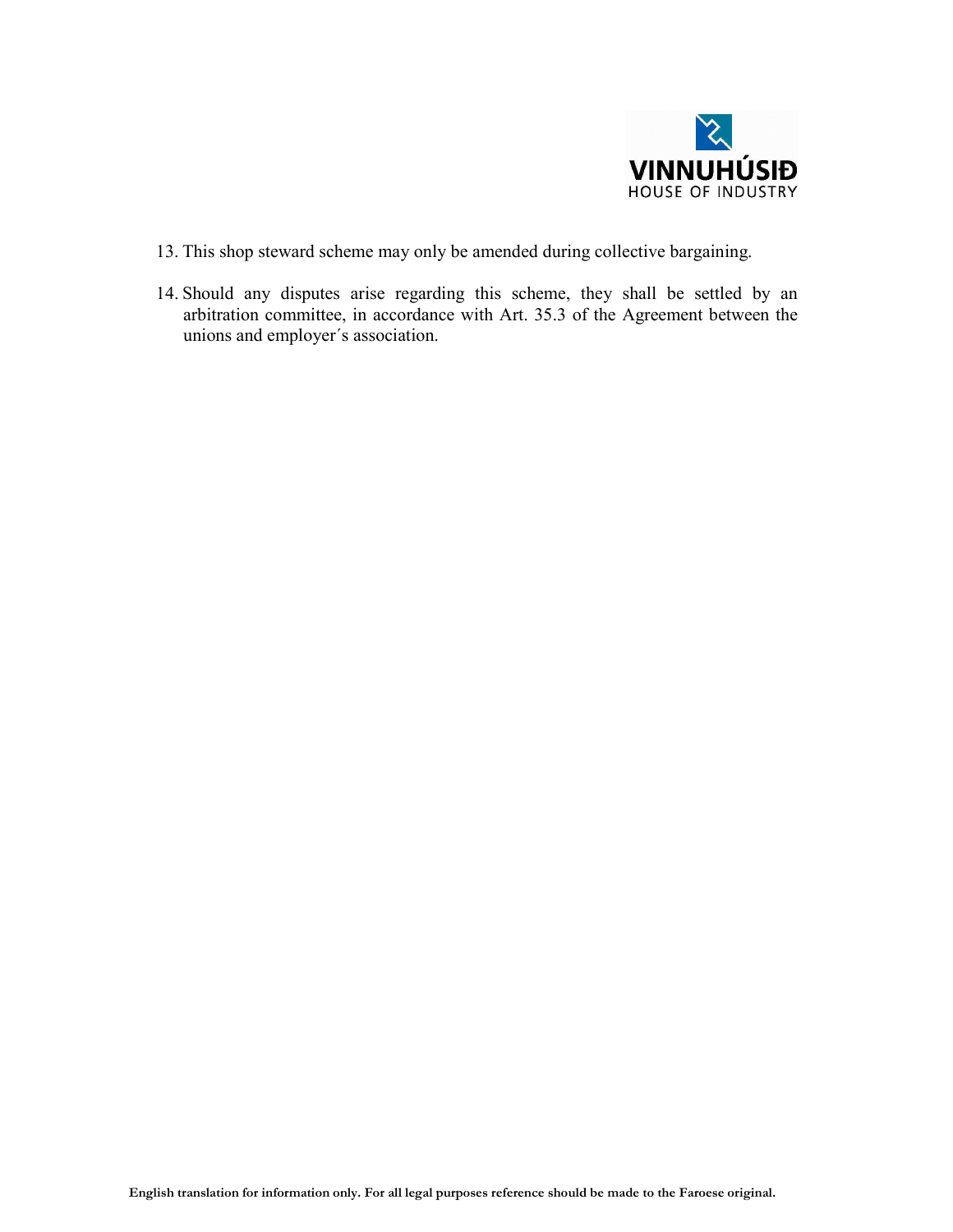13. This shop steward scheme may only be amended during collective bargaining.

14. Should any disputes arise regarding this scheme, they shall be settled by an arbitration committee, in accordance with Art. 35.3 of the Agreement between the unions and employer´s association.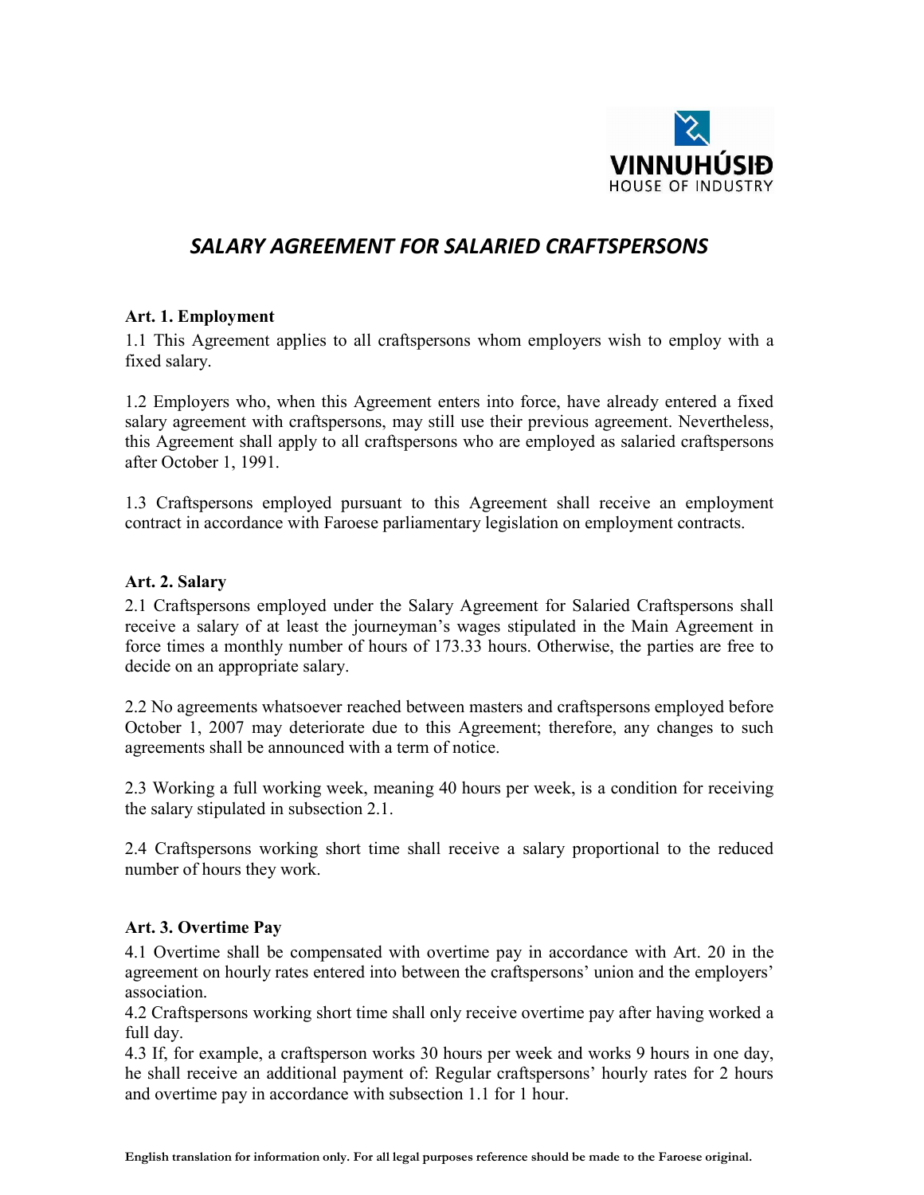# SALARY AGREEMENT FOR SALARIED CRAFTSPERSONS

**Art. 1. Employment**

1.1 This Agreement applies to all craftspersons whom employers wish to employ with a fixed salary.

1.2 Employers who, when this Agreement enters into force, have already entered a fixed salary agreement with craftspersons, may still use their previous agreement. Nevertheless, this Agreement shall apply to all craftspersons who are employed as salaried craftspersons after October 1, 1991.

1.3 Craftspersons employed pursuant to this Agreement shall receive an employment contract in accordance with Faroese parliamentary legislation on employment contracts.

**Art. 2. Salary**

2.1 Craftspersons employed under the Salary Agreement for Salaried Craftspersons shall receive a salary of at least the journeyman's wages stipulated in the Main Agreement in force times a monthly number of hours of 173.33 hours. Otherwise, the parties are free to decide on an appropriate salary.

2.2 No agreements whatsoever reached between masters and craftspersons employed before October 1, 2007 may deteriorate due to this Agreement; therefore, any changes to such agreements shall be announced with a term of notice.

2.3 Working a full working week, meaning 40 hours per week, is a condition for receiving the salary stipulated in subsection 2.1.

2.4 Craftspersons working short time shall receive a salary proportional to the reduced number of hours they work.

**Art. 3. Overtime Pay**

4.1 Overtime shall be compensated with overtime pay in accordance with Art. 20 in the agreement on hourly rates entered into between the craftspersons' union and the employers' association.

4.2 Craftspersons working short time shall only receive overtime pay after having worked a full day.

4.3 If, for example, a craftsperson works 30 hours per week and works 9 hours in one day, he shall receive an additional payment of: Regular craftspersons' hourly rates for 2 hours and overtime pay in accordance with subsection 1.1 for 1 hour.

**English translation for information only. For all legal purposes reference should be made to the Faroese original.**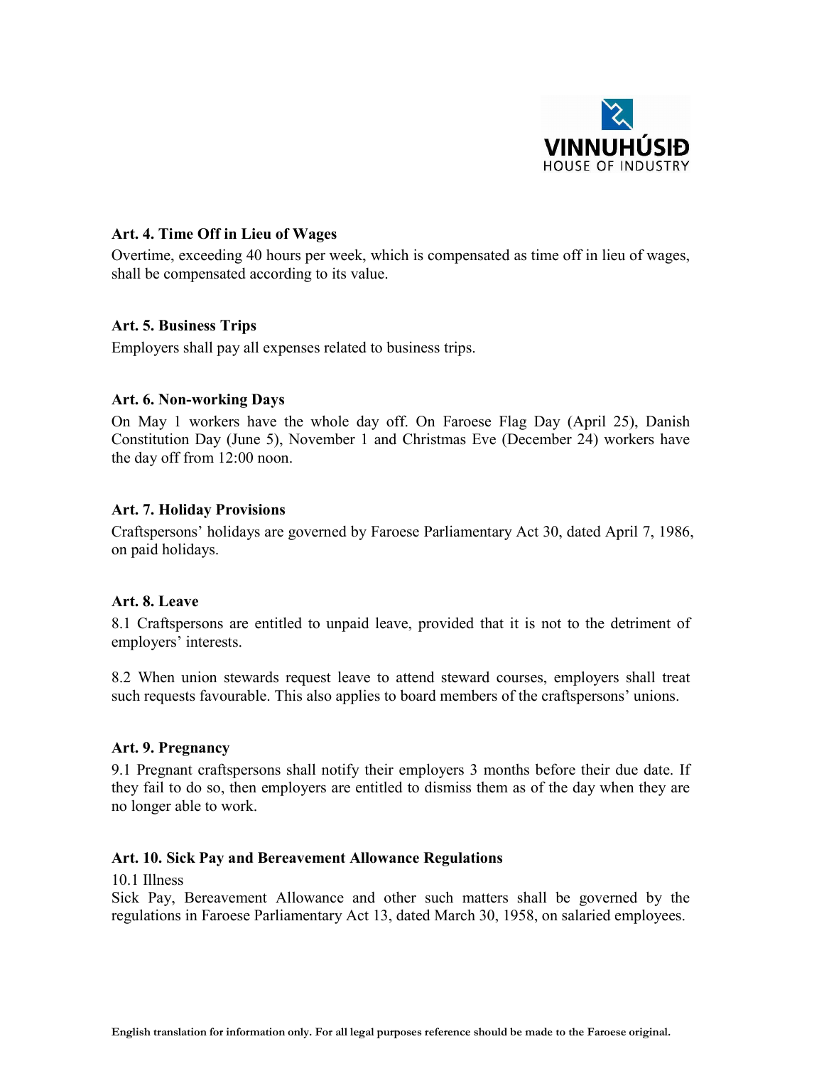### Art. 4. Time Off in Lieu of Wages

Overtime, exceeding 40 hours per week, which is compensated as time off in lieu of wages, shall be compensated according to its value.

### Art. 5. Business Trips

Employers shall pay all expenses related to business trips.

### Art. 6. Non-working Days

On May 1 workers have the whole day off. On Faroese Flag Day (April 25), Danish Constitution Day (June 5), November 1 and Christmas Eve (December 24) workers have the day off from 12:00 noon.

### Art. 7. Holiday Provisions

Craftspersons' holidays are governed by Faroese Parliamentary Act 30, dated April 7, 1986, on paid holidays.

### Art. 8. Leave

8.1 Craftspersons are entitled to unpaid leave, provided that it is not to the detriment of employers' interests.

8.2 When union stewards request leave to attend steward courses, employers shall treat such requests favourable. This also applies to board members of the craftspersons' unions.

### Art. 9. Pregnancy

9.1 Pregnant craftspersons shall notify their employers 3 months before their due date. If they fail to do so, then employers are entitled to dismiss them as of the day when they are no longer able to work.

### Art. 10. Sick Pay and Bereavement Allowance Regulations

10.1 Illness

Sick Pay, Bereavement Allowance and other such matters shall be governed by the regulations in Faroese Parliamentary Act 13, dated March 30, 1958, on salaried employees.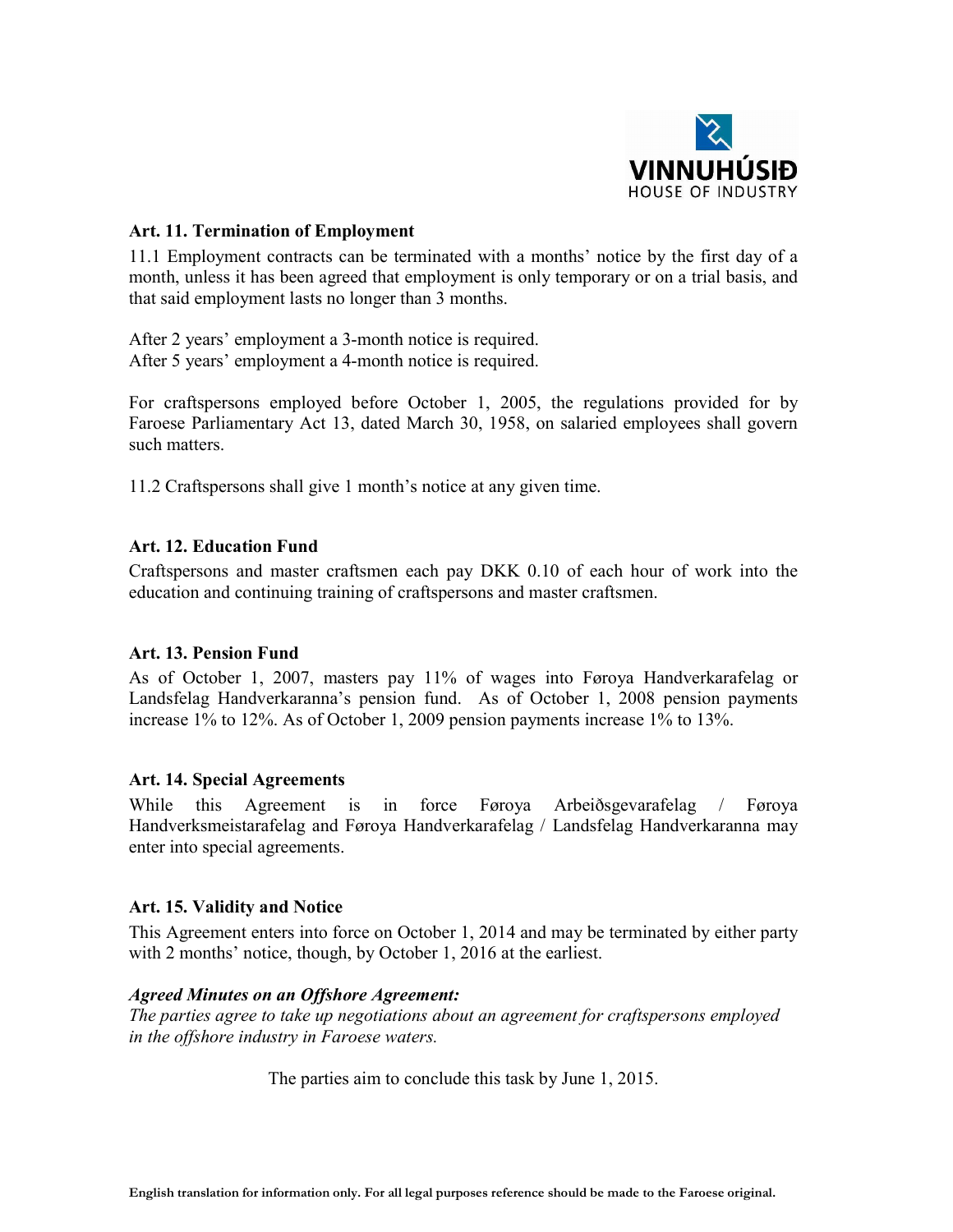### Art. 11. Termination of Employment

11.1 Employment contracts can be terminated with a months' notice by the first day of a month, unless it has been agreed that employment is only temporary or on a trial basis, and that said employment lasts no longer than 3 months.

After 2 years' employment a 3-month notice is required.
After 5 years' employment a 4-month notice is required.

For craftspersons employed before October 1, 2005, the regulations provided for by Faroese Parliamentary Act 13, dated March 30, 1958, on salaried employees shall govern such matters.

11.2 Craftspersons shall give 1 month's notice at any given time.

### Art. 12. Education Fund

Craftspersons and master craftsmen each pay DKK 0.10 of each hour of work into the education and continuing training of craftspersons and master craftsmen.

### Art. 13. Pension Fund

As of October 1, 2007, masters pay 11% of wages into Føroya Handverkarafelag or Landsfelag Handverkaranna's pension fund. As of October 1, 2008 pension payments increase 1% to 12%. As of October 1, 2009 pension payments increase 1% to 13%.

### Art. 14. Special Agreements

While this Agreement is in force Føroya Arbeiðsgevarafelag / Føroya Handverksmeistarafelag and Føroya Handverkarafelag / Landsfelag Handverkaranna may enter into special agreements.

### Art. 15. Validity and Notice

This Agreement enters into force on October 1, 2014 and may be terminated by either party with 2 months' notice, though, by October 1, 2016 at the earliest.

***Agreed Minutes on an Offshore Agreement:***

*The parties agree to take up negotiations about an agreement for craftspersons employed in the offshore industry in Faroese waters.*

The parties aim to conclude this task by June 1, 2015.

**English translation for information only. For all legal purposes reference should be made to the Faroese original.**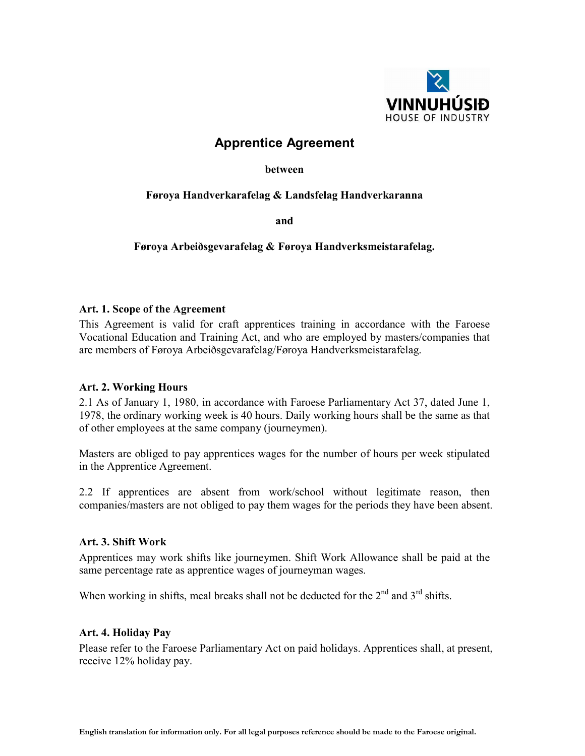# Apprentice Agreement

**between**

**Føroya Handverkarafelag & Landsfelag Handverkaranna**

**and**

**Føroya Arbeiðsgevarafelag & Føroya Handverksmeistarafelag.**

## Art. 1. Scope of the Agreement

This Agreement is valid for craft apprentices training in accordance with the Faroese Vocational Education and Training Act, and who are employed by masters/companies that are members of Føroya Arbeiðsgevarafelag/Føroya Handverksmeistarafelag.

## Art. 2. Working Hours

2.1 As of January 1, 1980, in accordance with Faroese Parliamentary Act 37, dated June 1, 1978, the ordinary working week is 40 hours. Daily working hours shall be the same as that of other employees at the same company (journeymen).

Masters are obliged to pay apprentices wages for the number of hours per week stipulated in the Apprentice Agreement.

2.2 If apprentices are absent from work/school without legitimate reason, then companies/masters are not obliged to pay them wages for the periods they have been absent.

## Art. 3. Shift Work

Apprentices may work shifts like journeymen. Shift Work Allowance shall be paid at the same percentage rate as apprentice wages of journeyman wages.

When working in shifts, meal breaks shall not be deducted for the 2nd and 3rd shifts.

## Art. 4. Holiday Pay

Please refer to the Faroese Parliamentary Act on paid holidays. Apprentices shall, at present, receive 12% holiday pay.

**English translation for information only. For all legal purposes reference should be made to the Faroese original.**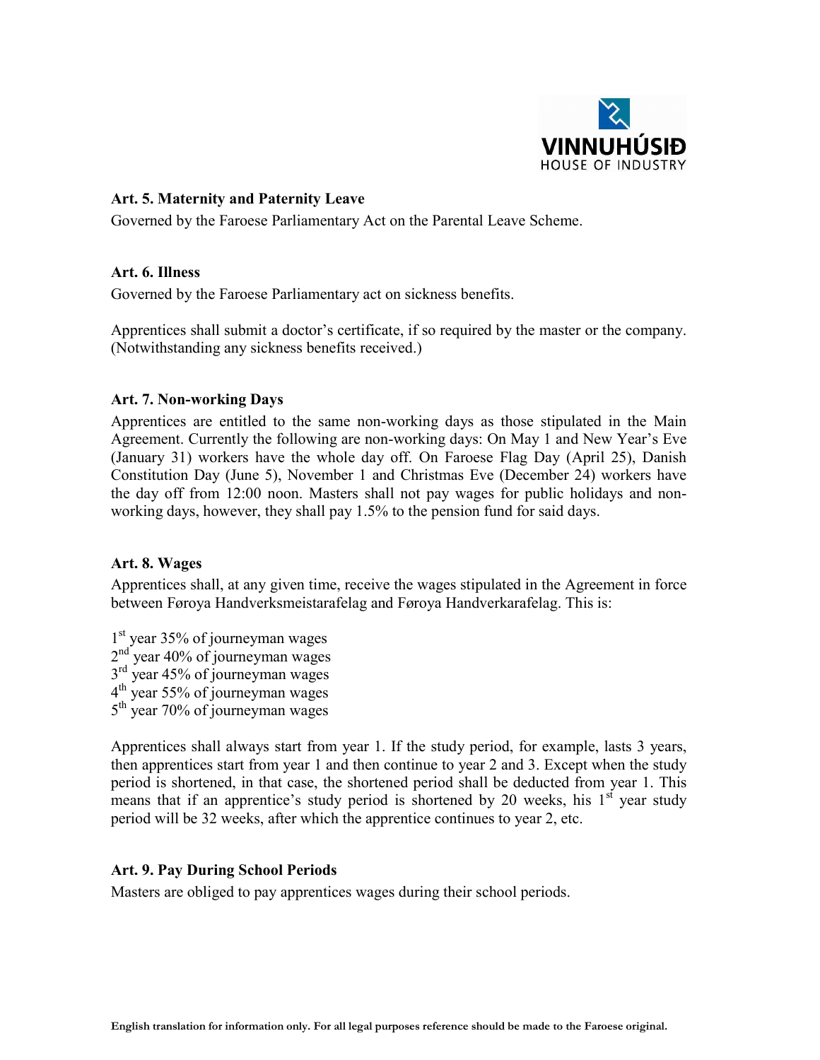### Art. 5. Maternity and Paternity Leave

Governed by the Faroese Parliamentary Act on the Parental Leave Scheme.

### Art. 6. Illness

Governed by the Faroese Parliamentary act on sickness benefits.

Apprentices shall submit a doctor's certificate, if so required by the master or the company. (Notwithstanding any sickness benefits received.)

### Art. 7. Non-working Days

Apprentices are entitled to the same non-working days as those stipulated in the Main Agreement. Currently the following are non-working days: On May 1 and New Year's Eve (January 31) workers have the whole day off. On Faroese Flag Day (April 25), Danish Constitution Day (June 5), November 1 and Christmas Eve (December 24) workers have the day off from 12:00 noon. Masters shall not pay wages for public holidays and non-working days, however, they shall pay 1.5% to the pension fund for said days.

### Art. 8. Wages

Apprentices shall, at any given time, receive the wages stipulated in the Agreement in force between Føroya Handverksmeistarafelag and Føroya Handverkarafelag. This is:

1st year 35% of journeyman wages
2nd year 40% of journeyman wages
3rd year 45% of journeyman wages
4th year 55% of journeyman wages
5th year 70% of journeyman wages

Apprentices shall always start from year 1. If the study period, for example, lasts 3 years, then apprentices start from year 1 and then continue to year 2 and 3. Except when the study period is shortened, in that case, the shortened period shall be deducted from year 1. This means that if an apprentice's study period is shortened by 20 weeks, his 1st year study period will be 32 weeks, after which the apprentice continues to year 2, etc.

### Art. 9. Pay During School Periods

Masters are obliged to pay apprentices wages during their school periods.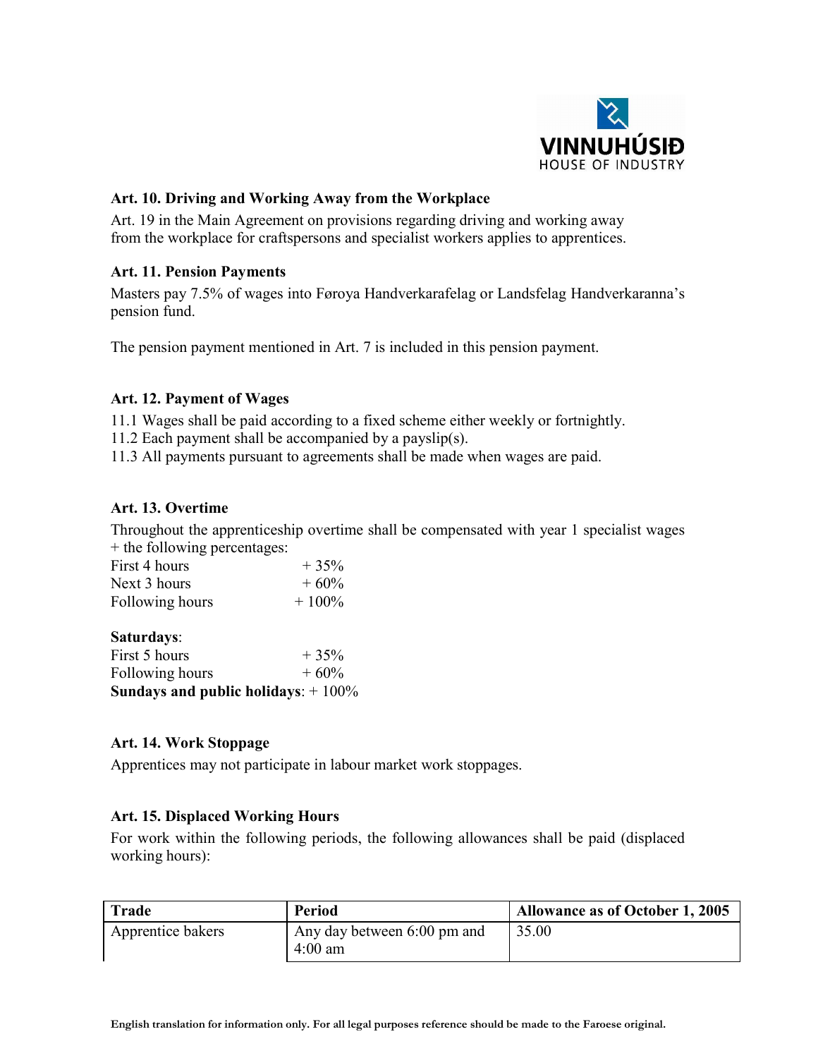### Art. 10. Driving and Working Away from the Workplace

Art. 19 in the Main Agreement on provisions regarding driving and working away from the workplace for craftspersons and specialist workers applies to apprentices.

### Art. 11. Pension Payments

Masters pay 7.5% of wages into Føroya Handverkarafelag or Landsfelag Handverkaranna's pension fund.

The pension payment mentioned in Art. 7 is included in this pension payment.

### Art. 12. Payment of Wages

11.1 Wages shall be paid according to a fixed scheme either weekly or fortnightly.
11.2 Each payment shall be accompanied by a payslip(s).
11.3 All payments pursuant to agreements shall be made when wages are paid.

### Art. 13. Overtime

Throughout the apprenticeship overtime shall be compensated with year 1 specialist wages + the following percentages:

| | |
|---|---|
| First 4 hours | + 35% |
| Next 3 hours | + 60% |
| Following hours | + 100% |

**Saturdays**:

| | |
|---|---|
| First 5 hours | + 35% |
| Following hours | + 60% |

**Sundays and public holidays**: + 100%

### Art. 14. Work Stoppage

Apprentices may not participate in labour market work stoppages.

### Art. 15. Displaced Working Hours

For work within the following periods, the following allowances shall be paid (displaced working hours):

| Trade | Period | Allowance as of October 1, 2005 |
|---|---|---|
| Apprentice bakers | Any day between 6:00 pm and 4:00 am | 35.00 |

English translation for information only. For all legal purposes reference should be made to the Faroese original.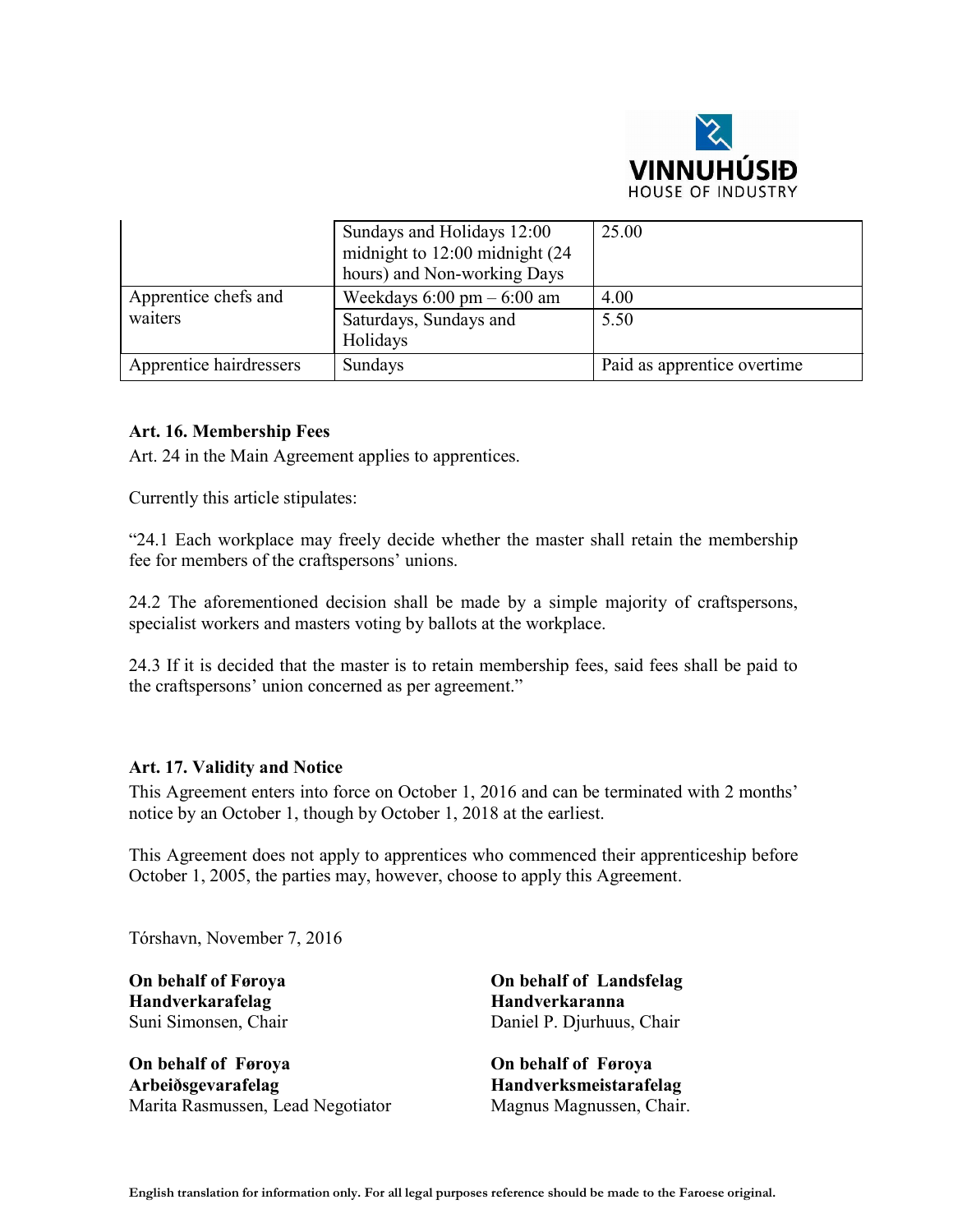| | | |
|---|---|---|
| | Sundays and Holidays 12:00 midnight to 12:00 midnight (24 hours) and Non-working Days | 25.00 |
| Apprentice chefs and waiters | Weekdays 6:00 pm – 6:00 am | 4.00 |
| | Saturdays, Sundays and Holidays | 5.50 |
| Apprentice hairdressers | Sundays | Paid as apprentice overtime |

**Art. 16. Membership Fees**

Art. 24 in the Main Agreement applies to apprentices.

Currently this article stipulates:

"24.1 Each workplace may freely decide whether the master shall retain the membership fee for members of the craftspersons' unions.

24.2 The aforementioned decision shall be made by a simple majority of craftspersons, specialist workers and masters voting by ballots at the workplace.

24.3 If it is decided that the master is to retain membership fees, said fees shall be paid to the craftspersons' union concerned as per agreement."

**Art. 17. Validity and Notice**

This Agreement enters into force on October 1, 2016 and can be terminated with 2 months' notice by an October 1, though by October 1, 2018 at the earliest.

This Agreement does not apply to apprentices who commenced their apprenticeship before October 1, 2005, the parties may, however, choose to apply this Agreement.

Tórshavn, November 7, 2016

**On behalf of Føroya Handverkarafelag**
Suni Simonsen, Chair

**On behalf of Landsfelag Handverkaranna**
Daniel P. Djurhuus, Chair

**On behalf of Føroya Arbeiðsgevarafelag**
Marita Rasmussen, Lead Negotiator

**On behalf of Føroya Handverksmeistarafelag**
Magnus Magnussen, Chair.

**English translation for information only. For all legal purposes reference should be made to the Faroese original.**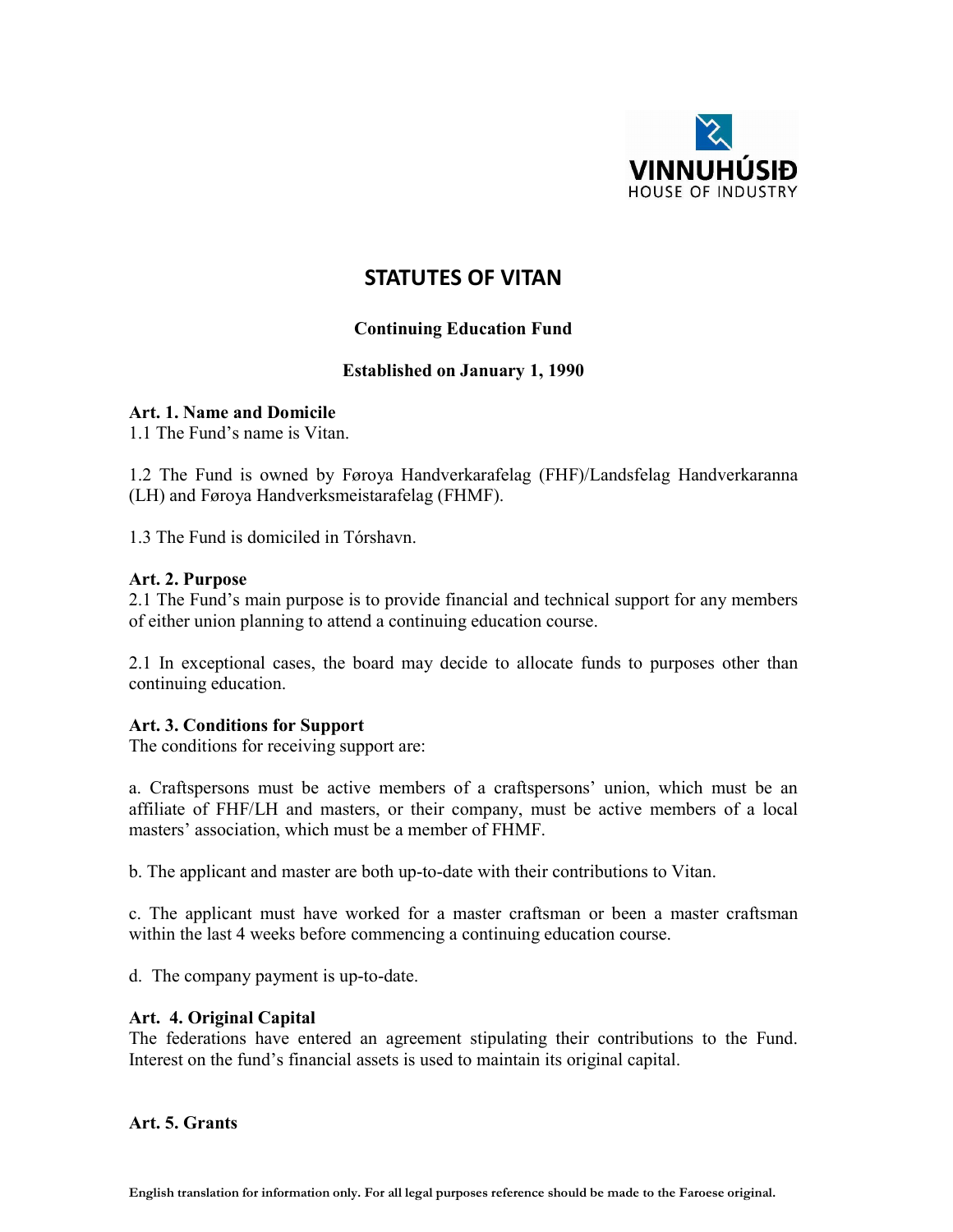# STATUTES OF VITAN

**Continuing Education Fund**

**Established on January 1, 1990**

**Art. 1. Name and Domicile**
1.1 The Fund's name is Vitan.

1.2 The Fund is owned by Føroya Handverkarafelag (FHF)/Landsfelag Handverkaranna (LH) and Føroya Handverksmeistarafelag (FHMF).

1.3 The Fund is domiciled in Tórshavn.

**Art. 2. Purpose**
2.1 The Fund's main purpose is to provide financial and technical support for any members of either union planning to attend a continuing education course.

2.1 In exceptional cases, the board may decide to allocate funds to purposes other than continuing education.

**Art. 3. Conditions for Support**
The conditions for receiving support are:

a. Craftspersons must be active members of a craftspersons' union, which must be an affiliate of FHF/LH and masters, or their company, must be active members of a local masters' association, which must be a member of FHMF.

b. The applicant and master are both up-to-date with their contributions to Vitan.

c. The applicant must have worked for a master craftsman or been a master craftsman within the last 4 weeks before commencing a continuing education course.

d. The company payment is up-to-date.

**Art. 4. Original Capital**
The federations have entered an agreement stipulating their contributions to the Fund. Interest on the fund's financial assets is used to maintain its original capital.

**Art. 5. Grants**

English translation for information only. For all legal purposes reference should be made to the Faroese original.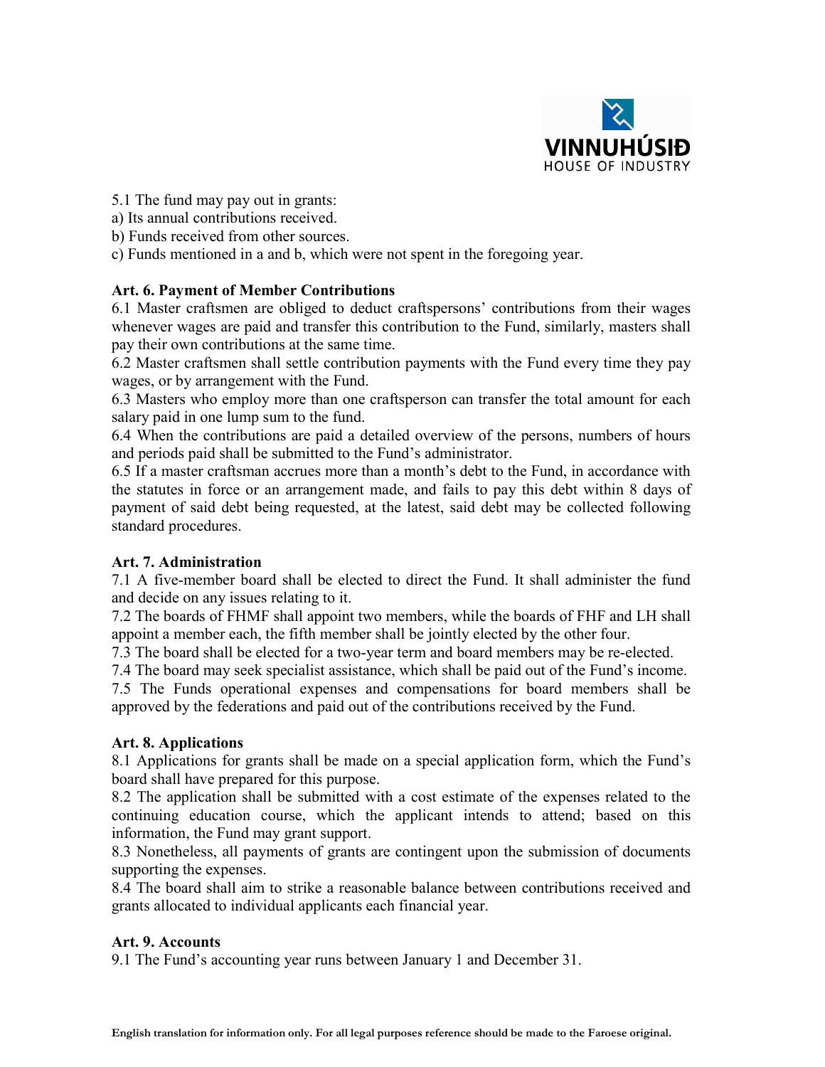5.1 The fund may pay out in grants:

a) Its annual contributions received.

b) Funds received from other sources.

c) Funds mentioned in a and b, which were not spent in the foregoing year.

**Art. 6. Payment of Member Contributions**

6.1 Master craftsmen are obliged to deduct craftspersons' contributions from their wages whenever wages are paid and transfer this contribution to the Fund, similarly, masters shall pay their own contributions at the same time.

6.2 Master craftsmen shall settle contribution payments with the Fund every time they pay wages, or by arrangement with the Fund.

6.3 Masters who employ more than one craftsperson can transfer the total amount for each salary paid in one lump sum to the fund.

6.4 When the contributions are paid a detailed overview of the persons, numbers of hours and periods paid shall be submitted to the Fund's administrator.

6.5 If a master craftsman accrues more than a month's debt to the Fund, in accordance with the statutes in force or an arrangement made, and fails to pay this debt within 8 days of payment of said debt being requested, at the latest, said debt may be collected following standard procedures.

**Art. 7. Administration**

7.1 A five-member board shall be elected to direct the Fund. It shall administer the fund and decide on any issues relating to it.

7.2 The boards of FHMF shall appoint two members, while the boards of FHF and LH shall appoint a member each, the fifth member shall be jointly elected by the other four.

7.3 The board shall be elected for a two-year term and board members may be re-elected.

7.4 The board may seek specialist assistance, which shall be paid out of the Fund's income.

7.5 The Funds operational expenses and compensations for board members shall be approved by the federations and paid out of the contributions received by the Fund.

**Art. 8. Applications**

8.1 Applications for grants shall be made on a special application form, which the Fund's board shall have prepared for this purpose.

8.2 The application shall be submitted with a cost estimate of the expenses related to the continuing education course, which the applicant intends to attend; based on this information, the Fund may grant support.

8.3 Nonetheless, all payments of grants are contingent upon the submission of documents supporting the expenses.

8.4 The board shall aim to strike a reasonable balance between contributions received and grants allocated to individual applicants each financial year.

**Art. 9. Accounts**

9.1 The Fund's accounting year runs between January 1 and December 31.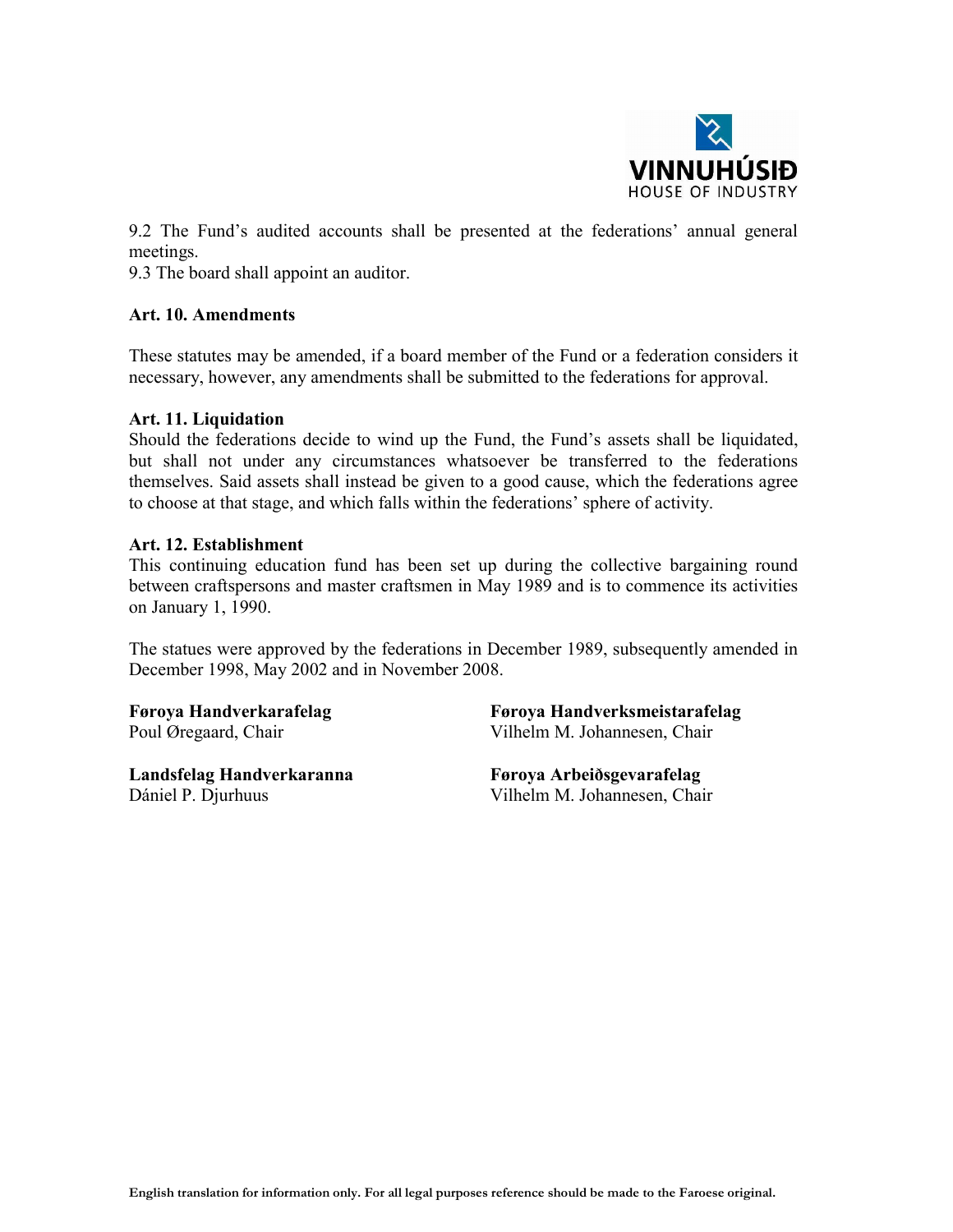9.2 The Fund's audited accounts shall be presented at the federations' annual general meetings.
9.3 The board shall appoint an auditor.

**Art. 10. Amendments**

These statutes may be amended, if a board member of the Fund or a federation considers it necessary, however, any amendments shall be submitted to the federations for approval.

**Art. 11. Liquidation**
Should the federations decide to wind up the Fund, the Fund's assets shall be liquidated, but shall not under any circumstances whatsoever be transferred to the federations themselves. Said assets shall instead be given to a good cause, which the federations agree to choose at that stage, and which falls within the federations' sphere of activity.

**Art. 12. Establishment**
This continuing education fund has been set up during the collective bargaining round between craftspersons and master craftsmen in May 1989 and is to commence its activities on January 1, 1990.

The statues were approved by the federations in December 1989, subsequently amended in December 1998, May 2002 and in November 2008.

**Føroya Handverkarafelag**
Poul Øregaard, Chair

**Føroya Handverksmeistarafelag**
Vilhelm M. Johannesen, Chair

**Landsfelag Handverkaranna**
Dániel P. Djurhuus

**Føroya Arbeiðsgevarafelag**
Vilhelm M. Johannesen, Chair

**English translation for information only. For all legal purposes reference should be made to the Faroese original.**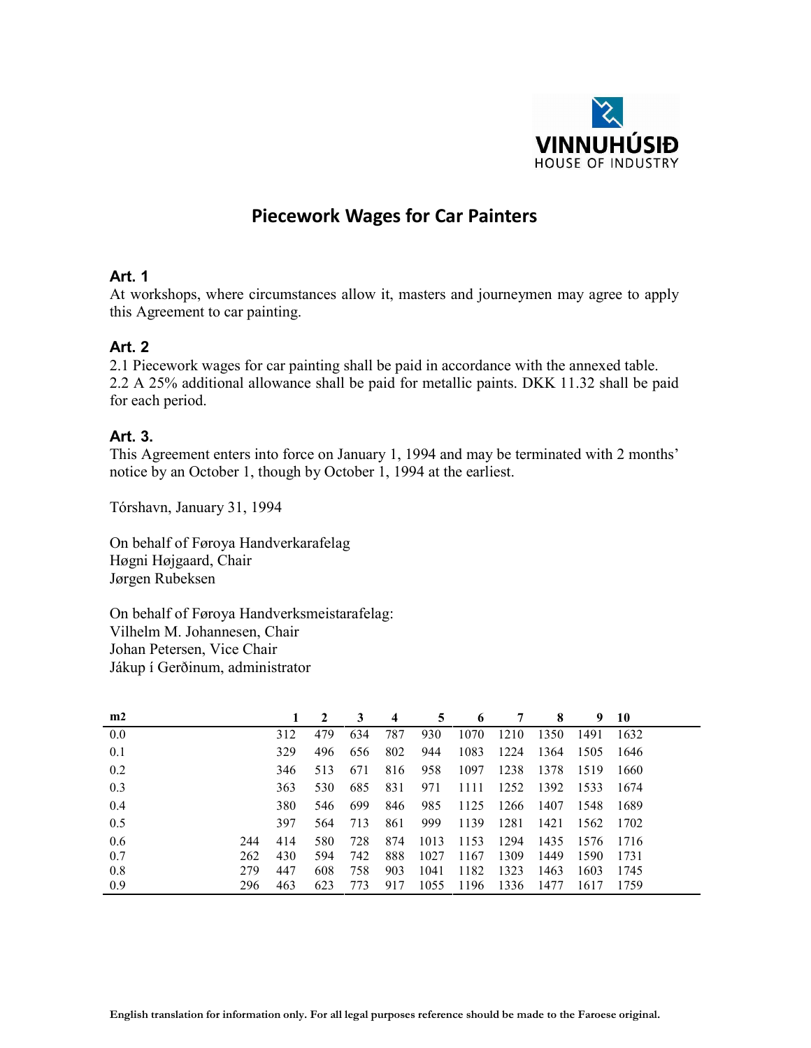VINNUHÚSIÐ
HOUSE OF INDUSTRY

# Piecework Wages for Car Painters

### Art. 1

At workshops, where circumstances allow it, masters and journeymen may agree to apply this Agreement to car painting.

### Art. 2

2.1 Piecework wages for car painting shall be paid in accordance with the annexed table.
2.2 A 25% additional allowance shall be paid for metallic paints. DKK 11.32 shall be paid for each period.

### Art. 3.

This Agreement enters into force on January 1, 1994 and may be terminated with 2 months' notice by an October 1, though by October 1, 1994 at the earliest.

Tórshavn, January 31, 1994

On behalf of Føroya Handverkarafelag
Høgni Højgaard, Chair
Jørgen Rubeksen

On behalf of Føroya Handverksmeistarafelag:
Vilhelm M. Johannesen, Chair
Johan Petersen, Vice Chair
Jákup í Gerðinum, administrator

| m2 | | 1 | 2 | 3 | 4 | 5 | 6 | 7 | 8 | 9 | 10 |
|---|---|---|---|---|---|---|---|---|---|---|---|
| 0.0 | | 312 | 479 | 634 | 787 | 930 | 1070 | 1210 | 1350 | 1491 | 1632 |
| 0.1 | | 329 | 496 | 656 | 802 | 944 | 1083 | 1224 | 1364 | 1505 | 1646 |
| 0.2 | | 346 | 513 | 671 | 816 | 958 | 1097 | 1238 | 1378 | 1519 | 1660 |
| 0.3 | | 363 | 530 | 685 | 831 | 971 | 1111 | 1252 | 1392 | 1533 | 1674 |
| 0.4 | | 380 | 546 | 699 | 846 | 985 | 1125 | 1266 | 1407 | 1548 | 1689 |
| 0.5 | | 397 | 564 | 713 | 861 | 999 | 1139 | 1281 | 1421 | 1562 | 1702 |
| 0.6 | 244 | 414 | 580 | 728 | 874 | 1013 | 1153 | 1294 | 1435 | 1576 | 1716 |
| 0.7 | 262 | 430 | 594 | 742 | 888 | 1027 | 1167 | 1309 | 1449 | 1590 | 1731 |
| 0.8 | 279 | 447 | 608 | 758 | 903 | 1041 | 1182 | 1323 | 1463 | 1603 | 1745 |
| 0.9 | 296 | 463 | 623 | 773 | 917 | 1055 | 1196 | 1336 | 1477 | 1617 | 1759 |

**English translation for information only. For all legal purposes reference should be made to the Faroese original.**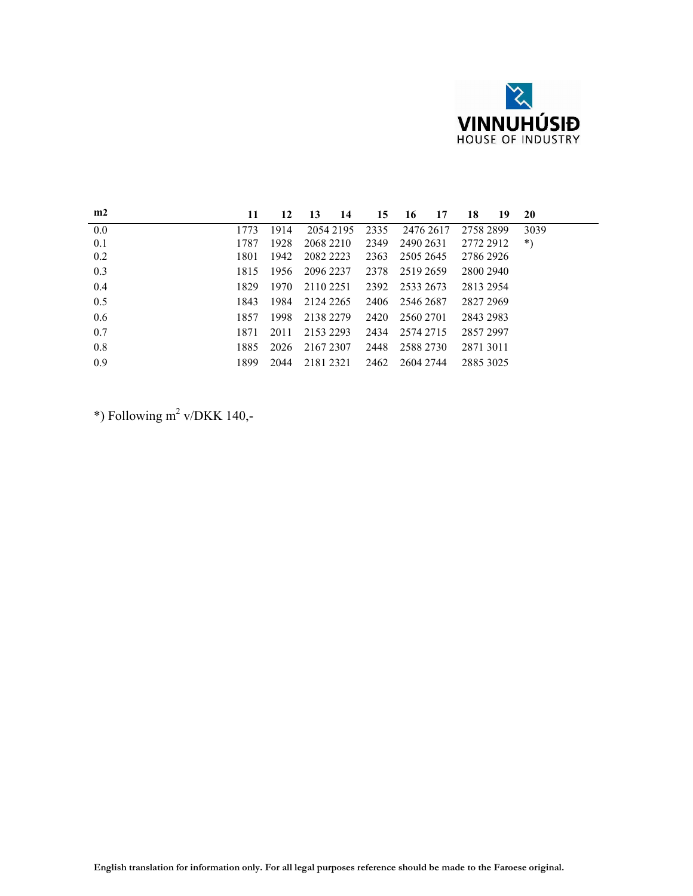| m2 | 11 | 12 | 13 | 14 | 15 | 16 | 17 | 18 | 19 | 20 |
|---|---|---|---|---|---|---|---|---|---|---|
| 0.0 | 1773 | 1914 | 2054 | 2195 | 2335 | 2476 | 2617 | 2758 | 2899 | 3039 |
| 0.1 | 1787 | 1928 | 2068 | 2210 | 2349 | 2490 | 2631 | 2772 | 2912 | *) |
| 0.2 | 1801 | 1942 | 2082 | 2223 | 2363 | 2505 | 2645 | 2786 | 2926 | |
| 0.3 | 1815 | 1956 | 2096 | 2237 | 2378 | 2519 | 2659 | 2800 | 2940 | |
| 0.4 | 1829 | 1970 | 2110 | 2251 | 2392 | 2533 | 2673 | 2813 | 2954 | |
| 0.5 | 1843 | 1984 | 2124 | 2265 | 2406 | 2546 | 2687 | 2827 | 2969 | |
| 0.6 | 1857 | 1998 | 2138 | 2279 | 2420 | 2560 | 2701 | 2843 | 2983 | |
| 0.7 | 1871 | 2011 | 2153 | 2293 | 2434 | 2574 | 2715 | 2857 | 2997 | |
| 0.8 | 1885 | 2026 | 2167 | 2307 | 2448 | 2588 | 2730 | 2871 | 3011 | |
| 0.9 | 1899 | 2044 | 2181 | 2321 | 2462 | 2604 | 2744 | 2885 | 3025 | |

*) Following $m^2$ v/DKK 140,-

**English translation for information only. For all legal purposes reference should be made to the Faroese original.**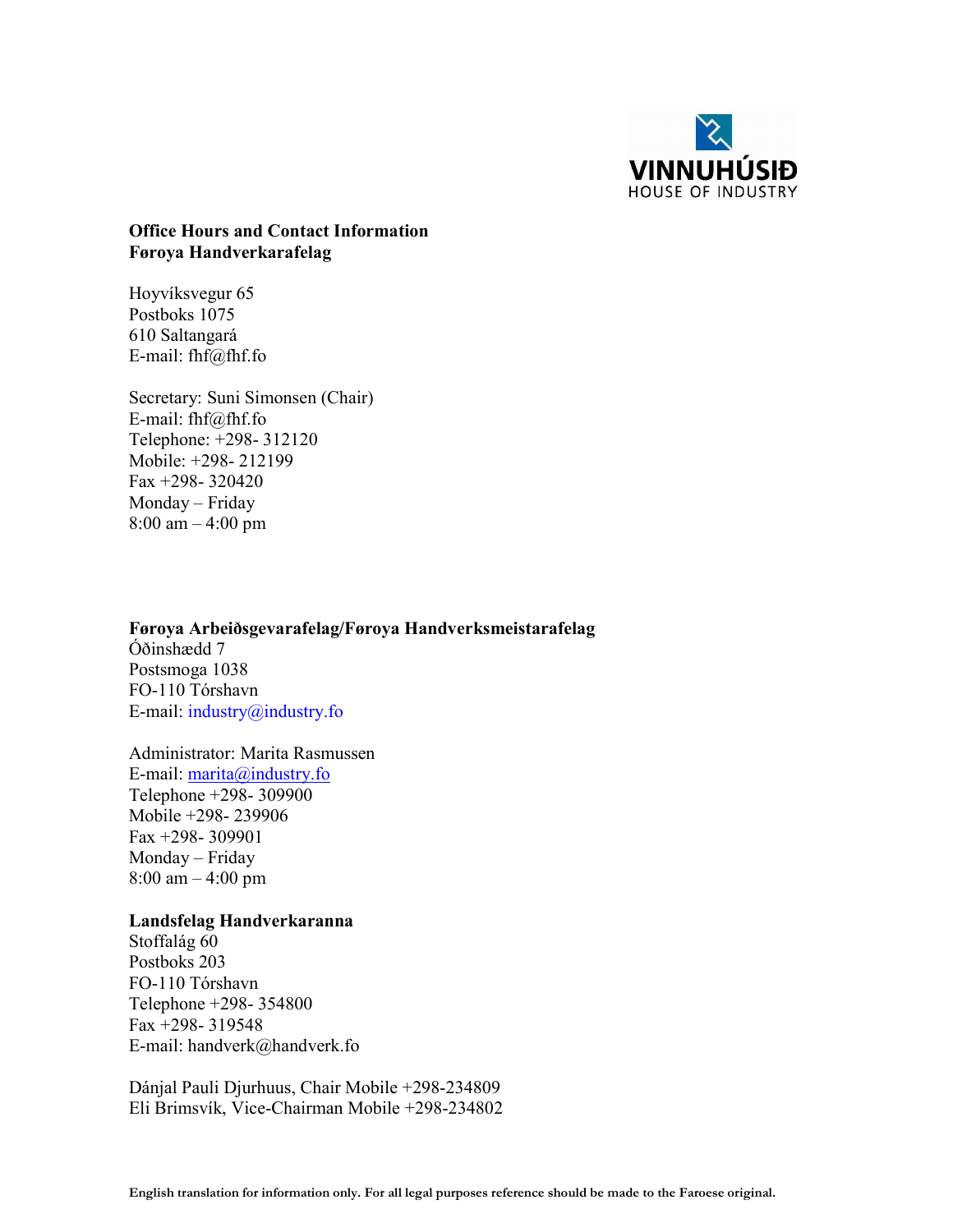**Office Hours and Contact Information**
**Føroya Handverkarafelag**

Hoyvíksvegur 65
Postboks 1075
610 Saltangará
E-mail: fhf@fhf.fo

Secretary: Suni Simonsen (Chair)
E-mail: fhf@fhf.fo
Telephone: +298- 312120
Mobile: +298- 212199
Fax +298- 320420
Monday – Friday
8:00 am – 4:00 pm

**Føroya Arbeiðsgevarafelag/Føroya Handverksmeistarafelag**
Óðinshædd 7
Postsmoga 1038
FO-110 Tórshavn
E-mail: industry@industry.fo

Administrator: Marita Rasmussen
E-mail: marita@industry.fo
Telephone +298- 309900
Mobile +298- 239906
Fax +298- 309901
Monday – Friday
8:00 am – 4:00 pm

**Landsfelag Handverkaranna**
Stoffalág 60
Postboks 203
FO-110 Tórshavn
Telephone +298- 354800
Fax +298- 319548
E-mail: handverk@handverk.fo

Dánjal Pauli Djurhuus, Chair Mobile +298-234809
Eli Brimsvík, Vice-Chairman Mobile +298-234802

**English translation for information only. For all legal purposes reference should be made to the Faroese original.**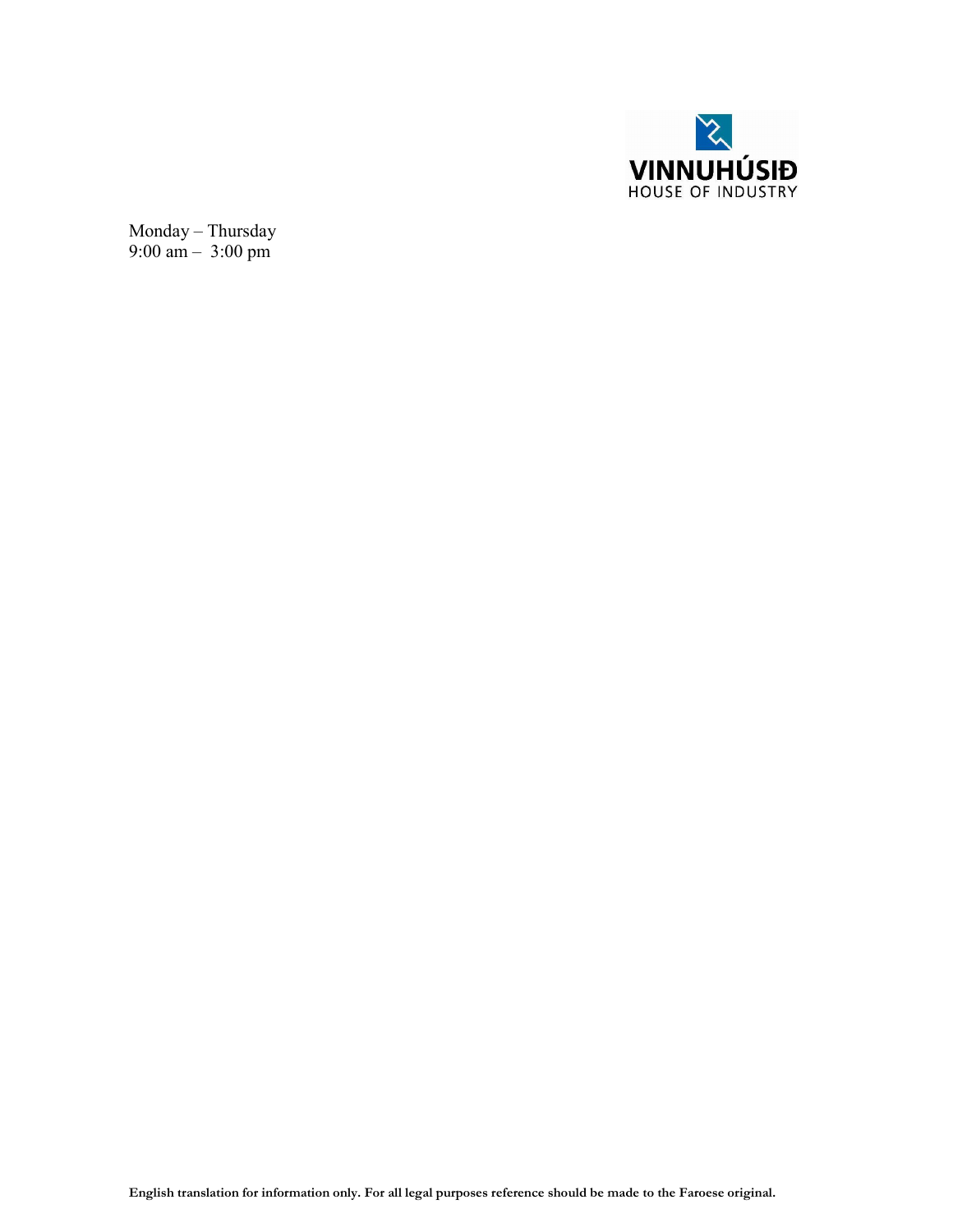Monday – Thursday
9:00 am – 3:00 pm